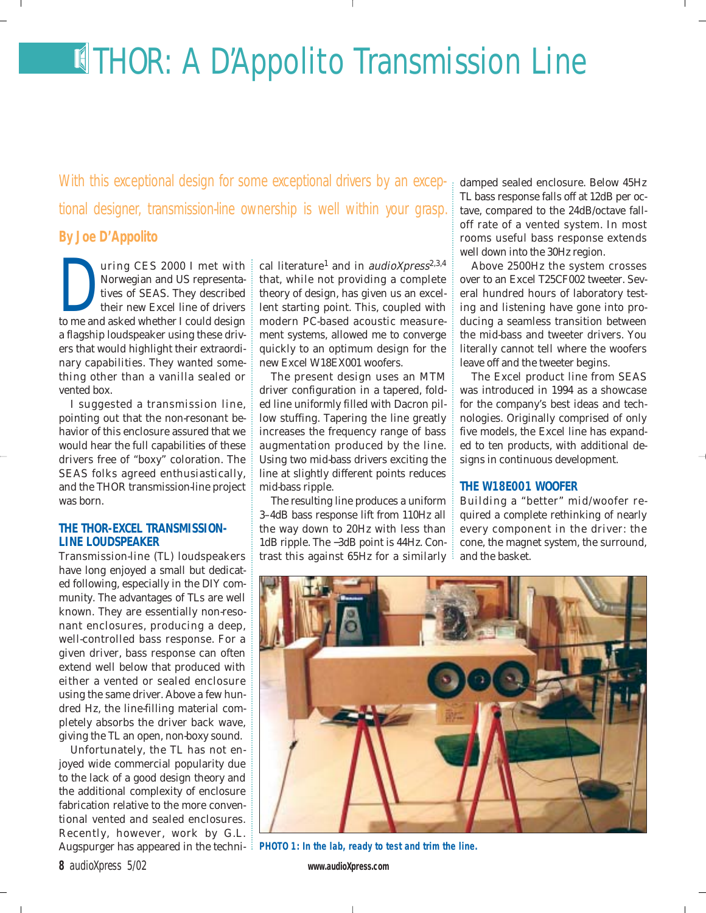# THOR: A D'Appolito Transmission Line

*With this exceptional design for some exceptional drivers by an exceptional designer, transmission-line ownership is well within your grasp.*

**By Joe D'Appolito**

During CES 2000 I met with Norwegian and US representatives of SEAS. They described their new Excel line of drivers to me and asked whether I could design a flagship loudspeaker using these drivers that would highlight their extraordinary capabilities. They wanted something other than a vanilla sealed or vented box.

I suggested a transmission line, pointing out that the non-resonant behavior of this enclosure assured that we would hear the full capabilities of these drivers free of "boxy" coloration. The SEAS folks agreed enthusiastically, and the THOR transmission-line project was born.

## THE THOR-EXCEL TRANSMISSION-LINE LOUDSPEAKER

Transmission-line (TL) loudspeakers have long enjoyed a small but dedicated following, especially in the DIY community. The advantages of TLs are well known. They are essentially non-resonant enclosures, producing a deep, well-controlled bass response. For a given driver, bass response can often extend well below that produced with either a vented or sealed enclosure using the same driver. Above a few hundred Hz, the line-filling material completely absorbs the driver back wave, giving the TL an open, non-boxy sound.

Unfortunately, the TL has not enjoyed wide commercial popularity due to the lack of a good design theory and the additional complexity of enclosure fabrication relative to the more conventional vented and sealed enclosures. Recently, however, work by G.L. Augspurger has appeared in the technical literature[1] and in *audioXpress*[2,3,4] that, while not providing a complete theory of design, has given us an excellent starting point. This, coupled with modern PC-based acoustic measurement systems, allowed me to converge quickly to an optimum design for the new Excel W18EX001 woofers.

The present design uses an MTM driver configuration in a tapered, folded line uniformly filled with Dacron pillow stuffing. Tapering the line greatly increases the frequency range of bass augmentation produced by the line. Using two mid-bass drivers exciting the line at slightly different points reduces mid-bass ripple.

The resulting line produces a uniform 3–4dB bass response lift from 110Hz all the way down to 20Hz with less than 1dB ripple. The –3dB point is 44Hz. Contrast this against 65Hz for a similarly damped sealed enclosure. Below 45Hz TL bass response falls off at 12dB per octave, compared to the 24dB/octave falloff rate of a vented system. In most rooms useful bass response extends well down into the 30Hz region.

Above 2500Hz the system crosses over to an Excel T25CF002 tweeter. Several hundred hours of laboratory testing and listening have gone into producing a seamless transition between the mid-bass and tweeter drivers. You literally cannot tell where the woofers leave off and the tweeter begins.

The Excel product line from SEAS was introduced in 1994 as a showcase for the company's best ideas and technologies. Originally comprised of only five models, the Excel line has expanded to ten products, with additional designs in continuous development.

## THE W18E001 WOOFER

Building a "better" mid/woofer required a complete rethinking of nearly every component in the driver: the cone, the magnet system, the surround, and the basket.

**PHOTO 1: In the lab, ready to test and trim the line.**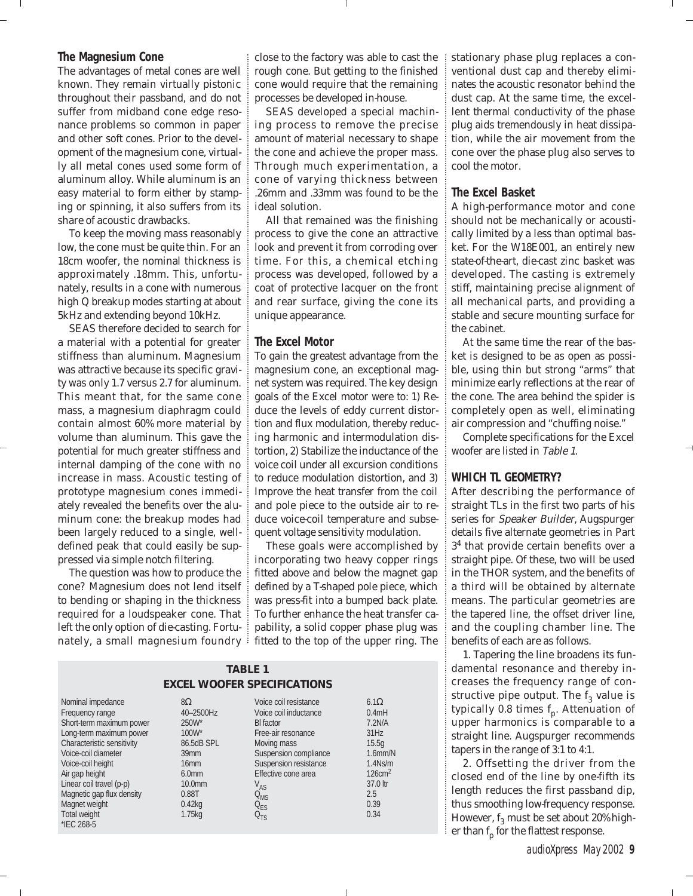### The Magnesium Cone

The advantages of metal cones are well known. They remain virtually pistonic throughout their passband, and do not suffer from midband cone edge resonance problems so common in paper and other soft cones. Prior to the development of the magnesium cone, virtually all metal cones used some form of aluminum alloy. While aluminum is an easy material to form either by stamping or spinning, it also suffers from its share of acoustic drawbacks.

To keep the moving mass reasonably low, the cone must be quite thin. For an 18cm woofer, the nominal thickness is approximately .18mm. This, unfortunately, results in a cone with numerous high Q breakup modes starting at about 5kHz and extending beyond 10kHz.

SEAS therefore decided to search for a material with a potential for greater stiffness than aluminum. Magnesium was attractive because its specific gravity was only 1.7 versus 2.7 for aluminum. This meant that, for the same cone mass, a magnesium diaphragm could contain almost 60% more material by volume than aluminum. This gave the potential for much greater stiffness and internal damping of the cone with no increase in mass. Acoustic testing of prototype magnesium cones immediately revealed the benefits over the aluminum cone: the breakup modes had been largely reduced to a single, well-defined peak that could easily be suppressed via simple notch filtering.

The question was how to produce the cone? Magnesium does not lend itself to bending or shaping in the thickness required for a loudspeaker cone. That left the only option of die-casting. Fortunately, a small magnesium foundry close to the factory was able to cast the rough cone. But getting to the finished cone would require that the remaining processes be developed in-house.

SEAS developed a special machining process to remove the precise amount of material necessary to shape the cone and achieve the proper mass. Through much experimentation, a cone of varying thickness between .26mm and .33mm was found to be the ideal solution.

All that remained was the finishing process to give the cone an attractive look and prevent it from corroding over time. For this, a chemical etching process was developed, followed by a coat of protective lacquer on the front and rear surface, giving the cone its unique appearance.

### The Excel Motor

To gain the greatest advantage from the magnesium cone, an exceptional magnet system was required. The key design goals of the Excel motor were to: 1) Reduce the levels of eddy current distortion and flux modulation, thereby reducing harmonic and intermodulation distortion, 2) Stabilize the inductance of the voice coil under all excursion conditions to reduce modulation distortion, and 3) Improve the heat transfer from the coil and pole piece to the outside air to reduce voice-coil temperature and subsequent voltage sensitivity modulation.

These goals were accomplished by incorporating two heavy copper rings fitted above and below the magnet gap defined by a T-shaped pole piece, which was press-fit into a bumped back plate. To further enhance the heat transfer capability, a solid copper phase plug was fitted to the top of the upper ring. The stationary phase plug replaces a conventional dust cap and thereby eliminates the acoustic resonator behind the dust cap. At the same time, the excellent thermal conductivity of the phase plug aids tremendously in heat dissipation, while the air movement from the cone over the phase plug also serves to cool the motor.

### The Excel Basket

A high-performance motor and cone should not be mechanically or acoustically limited by a less than optimal basket. For the W18E001, an entirely new state-of-the-art, die-cast zinc basket was developed. The casting is extremely stiff, maintaining precise alignment of all mechanical parts, and providing a stable and secure mounting surface for the cabinet.

At the same time the rear of the basket is designed to be as open as possible, using thin but strong "arms" that minimize early reflections at the rear of the cone. The area behind the spider is completely open as well, eliminating air compression and "chuffing noise."

Complete specifications for the Excel woofer are listed in *Table 1*.

**TABLE 1**
**EXCEL WOOFER SPECIFICATIONS**

| | | | |
|---|---|---|---|
| Nominal impedance | 8Ω | Voice coil resistance | 6.1Ω |
| Frequency range | 40–2500Hz | Voice coil inductance | 0.4mH |
| Short-term maximum power | 250W* | Bl factor | 7.2N/A |
| Long-term maximum power | 100W* | Free-air resonance | 31Hz |
| Characteristic sensitivity | 86.5dB SPL | Moving mass | 15.5g |
| Voice-coil diameter | 39mm | Suspension compliance | 1.6mm/N |
| Voice-coil height | 16mm | Suspension resistance | 1.4Ns/m |
| Air gap height | 6.0mm | Effective cone area | 126cm$^2$ |
| Linear coil travel (p-p) | 10.0mm | $V_{AS}$ | 37.0 ltr |
| Magnetic gap flux density | 0.88T | $Q_{MS}$ | 2.5 |
| Magnet weight | 0.42kg | $Q_{ES}$ | 0.39 |
| Total weight | 1.75kg | $Q_{TS}$ | 0.34 |

*IEC 268-5

## WHICH TL GEOMETRY?

After describing the performance of straight TLs in the first two parts of his series for *Speaker Builder*, Augspurger details five alternate geometries in Part 3[4] that provide certain benefits over a straight pipe. Of these, two will be used in the THOR system, and the benefits of a third will be obtained by alternate means. The particular geometries are the tapered line, the offset driver line, and the coupling chamber line. The benefits of each are as follows.

1. Tapering the line broadens its fundamental resonance and thereby increases the frequency range of constructive pipe output. The $f_3$ value is typically 0.8 times $f_p$. Attenuation of upper harmonics is comparable to a straight line. Augspurger recommends tapers in the range of 3:1 to 4:1.

2. Offsetting the driver from the closed end of the line by one-fifth its length reduces the first passband dip, thus smoothing low-frequency response. However, $f_3$ must be set about 20% higher than $f_p$ for the flattest response.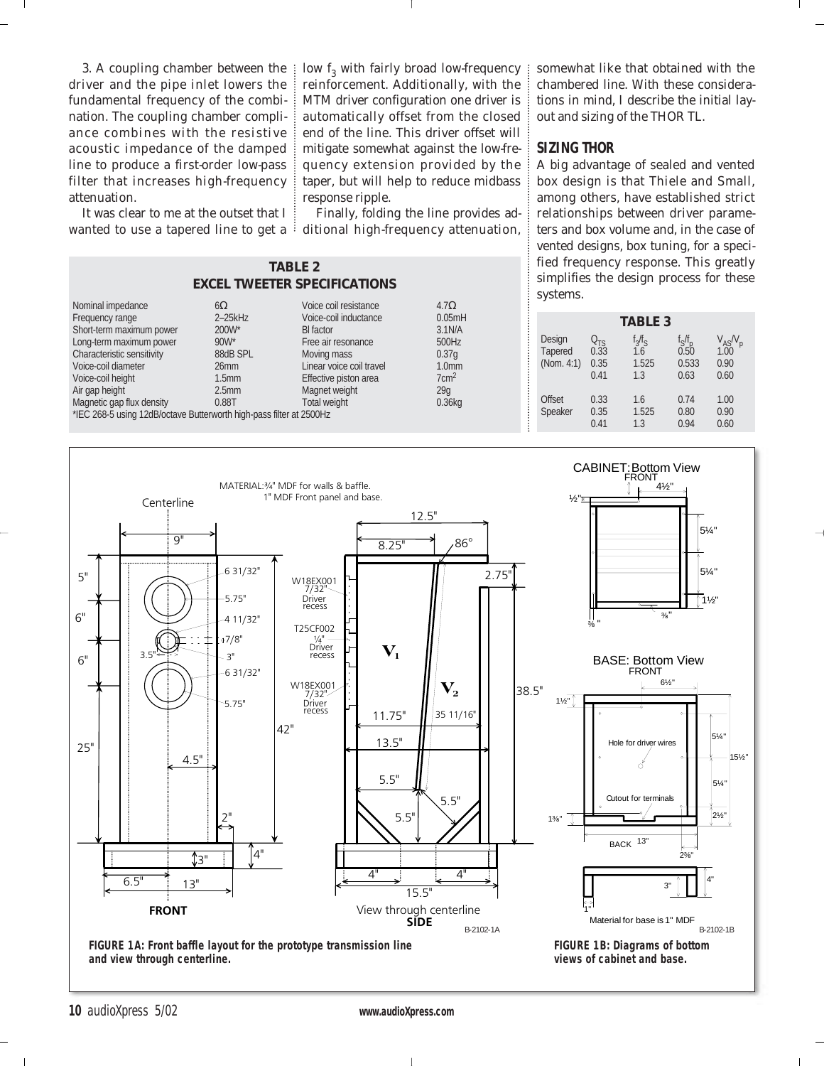3. A coupling chamber between the driver and the pipe inlet lowers the fundamental frequency of the combination. The coupling chamber compliance combines with the resistive acoustic impedance of the damped line to produce a first-order low-pass filter that increases high-frequency attenuation.

It was clear to me at the outset that I wanted to use a tapered line to get a low $f_3$ with fairly broad low-frequency reinforcement. Additionally, with the MTM driver configuration one driver is automatically offset from the closed end of the line. This driver offset will mitigate somewhat against the low-frequency extension provided by the taper, but will help to reduce midbass response ripple.

Finally, folding the line provides additional high-frequency attenuation, somewhat like that obtained with the chambered line. With these considerations in mind, I describe the initial layout and sizing of the THOR TL.

**TABLE 2**
**EXCEL TWEETER SPECIFICATIONS**

| | | | |
|---|---|---|---|
| Nominal impedance | 6Ω | Voice coil resistance | 4.7Ω |
| Frequency range | 2–25kHz | Voice-coil inductance | 0.05mH |
| Short-term maximum power | 200W* | Bl factor | 3.1N/A |
| Long-term maximum power | 90W* | Free air resonance | 500Hz |
| Characteristic sensitivity | 88dB SPL | Moving mass | 0.37g |
| Voice-coil diameter | 26mm | Linear voice coil travel | 1.0mm |
| Voice-coil height | 1.5mm | Effective piston area | 7cm$^2$ |
| Air gap height | 2.5mm | Magnet weight | 29g |
| Magnetic gap flux density | 0.88T | Total weight | 0.36kg |

*IEC 268-5 using 12dB/octave Butterworth high-pass filter at 2500Hz

## SIZING THOR

A big advantage of sealed and vented box design is that Thiele and Small, among others, have established strict relationships between driver parameters and box volume and, in the case of vented designs, box tuning, for a specified frequency response. This greatly simplifies the design process for these systems.

**TABLE 3**

| Design | $Q_{TS}$ | $f_3/f_S$ | $f_S/f_p$ | $V_{AS}/V_p$ |
|---|---|---|---|---|
| Tapered | 0.33 | 1.6 | 0.50 | 1.00 |
| (Nom. 4:1) | 0.35 | 1.525 | 0.533 | 0.90 |
| | 0.41 | 1.3 | 0.63 | 0.60 |
| Offset | 0.33 | 1.6 | 0.74 | 1.00 |
| Speaker | 0.35 | 1.525 | 0.80 | 0.90 |
| | 0.41 | 1.3 | 0.94 | 0.60 |

**FIGURE 1A: Front baffle layout for the prototype transmission line and view through centerline.**

**FIGURE 1B: Diagrams of bottom views of cabinet and base.**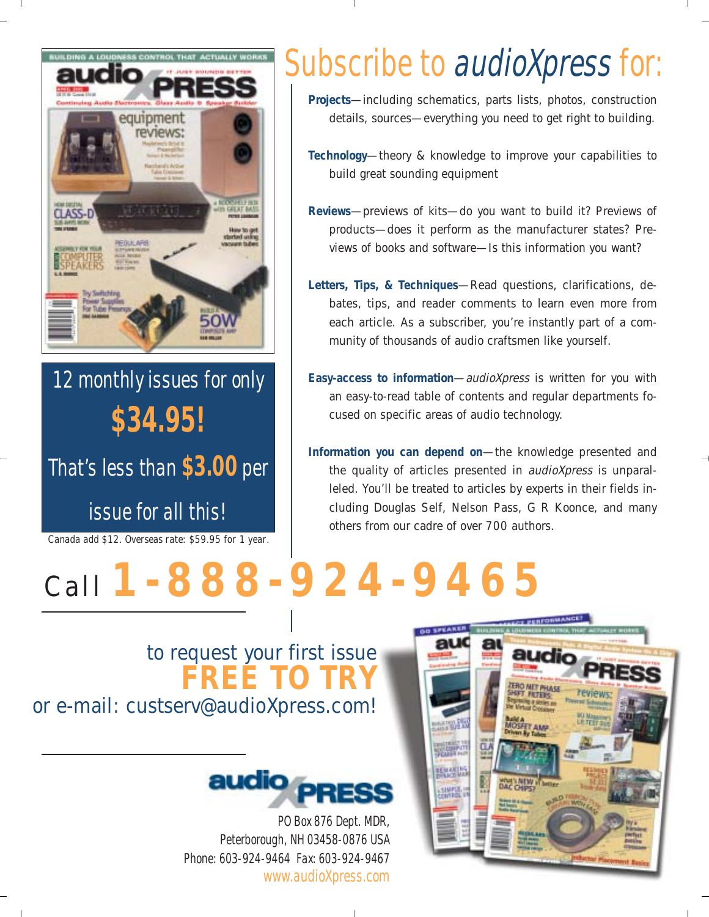# Subscribe to *audioXpress* for:

**Projects**—including schematics, parts lists, photos, construction details, sources—everything you need to get right to building.

**Technology**—theory & knowledge to improve your capabilities to build great sounding equipment

**Reviews**—previews of kits—do you want to build it? Previews of products—does it perform as the manufacturer states? Previews of books and software—Is this information you want?

**Letters, Tips, & Techniques**—Read questions, clarifications, debates, tips, and reader comments to learn even more from each article. As a subscriber, you're instantly part of a community of thousands of audio craftsmen like yourself.

**Easy-access to information**—*audioXpress* is written for you with an easy-to-read table of contents and regular departments focused on specific areas of audio technology.

**Information you can depend on**—the knowledge presented and the quality of articles presented in *audioXpress* is unparalleled. You'll be treated to articles by experts in their fields including Douglas Self, Nelson Pass, G R Koonce, and many others from our cadre of over 700 authors.

12 monthly issues for only **$34.95!**

That's less than **$3.00** per issue for all this!

Canada add $12. Overseas rate: $59.95 for 1 year.

## Call **1-888-924-9465**

to request your first issue **FREE TO TRY**

or e-mail: custserv@audioXpress.com!

audioXpress

PO Box 876 Dept. MDR,
Peterborough, NH 03458-0876 USA
Phone: 603-924-9464 Fax: 603-924-9467
www.audioXpress.com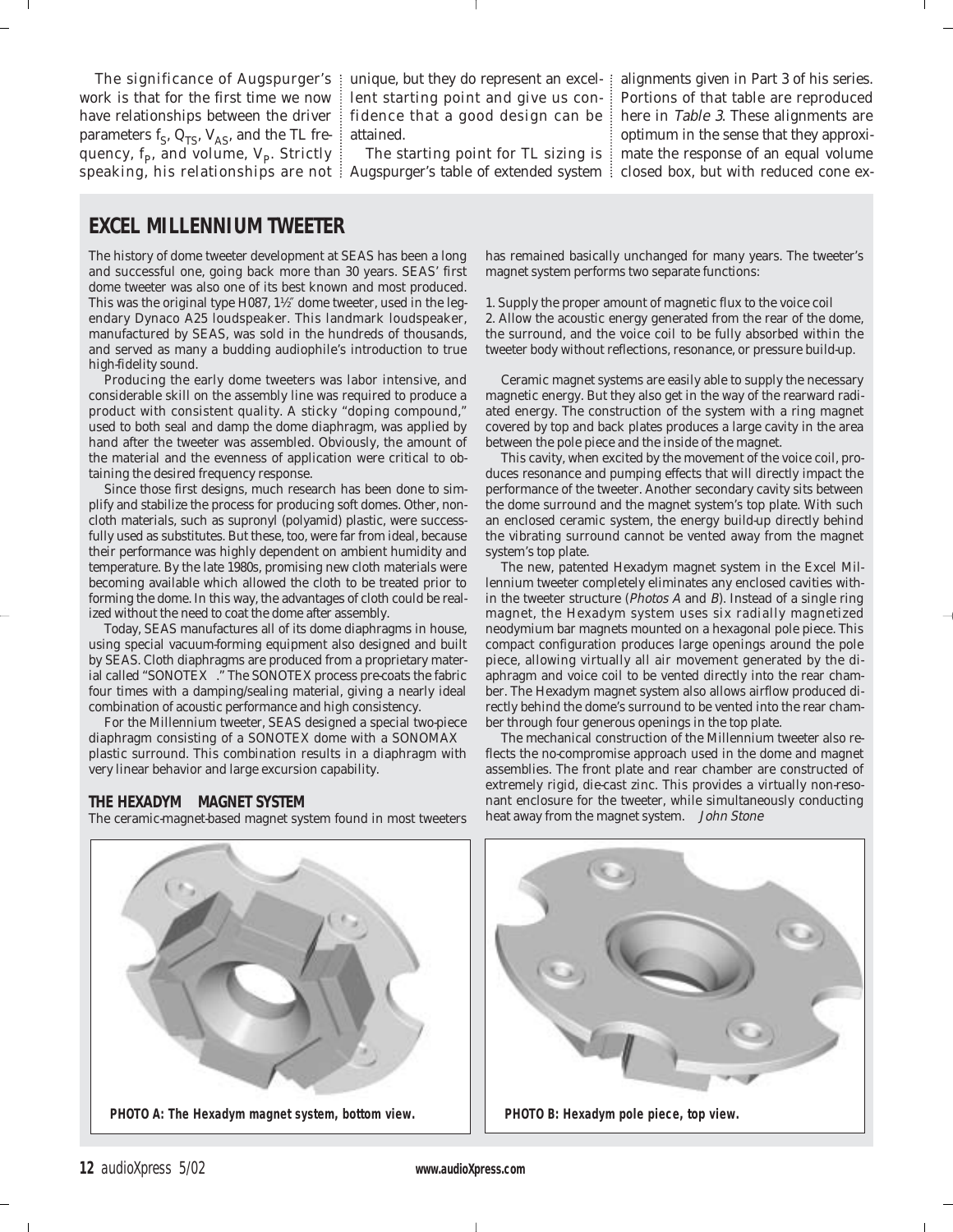The significance of Augspurger's work is that for the first time we now have relationships between the driver parameters $f_S$, $Q_{TS}$, $V_{AS}$, and the TL frequency, $f_P$, and volume, $V_P$. Strictly speaking, his relationships are not unique, but they do represent an excellent starting point and give us confidence that a good design can be attained.

The starting point for TL sizing is Augspurger's table of extended system alignments given in Part 3 of his series. Portions of that table are reproduced here in *Table 3*. These alignments are optimum in the sense that they approximate the response of an equal volume closed box, but with reduced cone ex-

## EXCEL MILLENNIUM TWEETER

The history of dome tweeter development at SEAS has been a long and successful one, going back more than 30 years. SEAS' first dome tweeter was also one of its best known and most produced. This was the original type H087, 1½″ dome tweeter, used in the legendary Dynaco A25 loudspeaker. This landmark loudspeaker, manufactured by SEAS, was sold in the hundreds of thousands, and served as many a budding audiophile's introduction to true high-fidelity sound.

Producing the early dome tweeters was labor intensive, and considerable skill on the assembly line was required to produce a product with consistent quality. A sticky "doping compound," used to both seal and damp the dome diaphragm, was applied by hand after the tweeter was assembled. Obviously, the amount of the material and the evenness of application were critical to obtaining the desired frequency response.

Since those first designs, much research has been done to simplify and stabilize the process for producing soft domes. Other, non-cloth materials, such as supronyl (polyamid) plastic, were successfully used as substitutes. But these, too, were far from ideal, because their performance was highly dependent on ambient humidity and temperature. By the late 1980s, promising new cloth materials were becoming available which allowed the cloth to be treated prior to forming the dome. In this way, the advantages of cloth could be realized without the need to coat the dome after assembly.

Today, SEAS manufactures all of its dome diaphragms in house, using special vacuum-forming equipment also designed and built by SEAS. Cloth diaphragms are produced from a proprietary material called "SONOTEX ." The SONOTEX process pre-coats the fabric four times with a damping/sealing material, giving a nearly ideal combination of acoustic performance and high consistency.

For the Millennium tweeter, SEAS designed a special two-piece diaphragm consisting of a SONOTEX dome with a SONOMAX plastic surround. This combination results in a diaphragm with very linear behavior and large excursion capability.

### THE HEXADYM MAGNET SYSTEM

The ceramic-magnet-based magnet system found in most tweeters has remained basically unchanged for many years. The tweeter's magnet system performs two separate functions:

1. Supply the proper amount of magnetic flux to the voice coil
2. Allow the acoustic energy generated from the rear of the dome, the surround, and the voice coil to be fully absorbed within the tweeter body without reflections, resonance, or pressure build-up.

Ceramic magnet systems are easily able to supply the necessary magnetic energy. But they also get in the way of the rearward radiated energy. The construction of the system with a ring magnet covered by top and back plates produces a large cavity in the area between the pole piece and the inside of the magnet.

This cavity, when excited by the movement of the voice coil, produces resonance and pumping effects that will directly impact the performance of the tweeter. Another secondary cavity sits between the dome surround and the magnet system's top plate. With such an enclosed ceramic system, the energy build-up directly behind the vibrating surround cannot be vented away from the magnet system's top plate.

The new, patented Hexadym magnet system in the Excel Millennium tweeter completely eliminates any enclosed cavities within the tweeter structure (*Photos A* and *B*). Instead of a single ring magnet, the Hexadym system uses six radially magnetized neodymium bar magnets mounted on a hexagonal pole piece. This compact configuration produces large openings around the pole piece, allowing virtually all air movement generated by the diaphragm and voice coil to be vented directly into the rear chamber. The Hexadym magnet system also allows airflow produced directly behind the dome's surround to be vented into the rear chamber through four generous openings in the top plate.

The mechanical construction of the Millennium tweeter also reflects the no-compromise approach used in the dome and magnet assemblies. The front plate and rear chamber are constructed of extremely rigid, die-cast zinc. This provides a virtually non-resonant enclosure for the tweeter, while simultaneously conducting heat away from the magnet system. *John Stone*

**PHOTO A: The Hexadym magnet system, bottom view.**

**PHOTO B: Hexadym pole piece, top view.**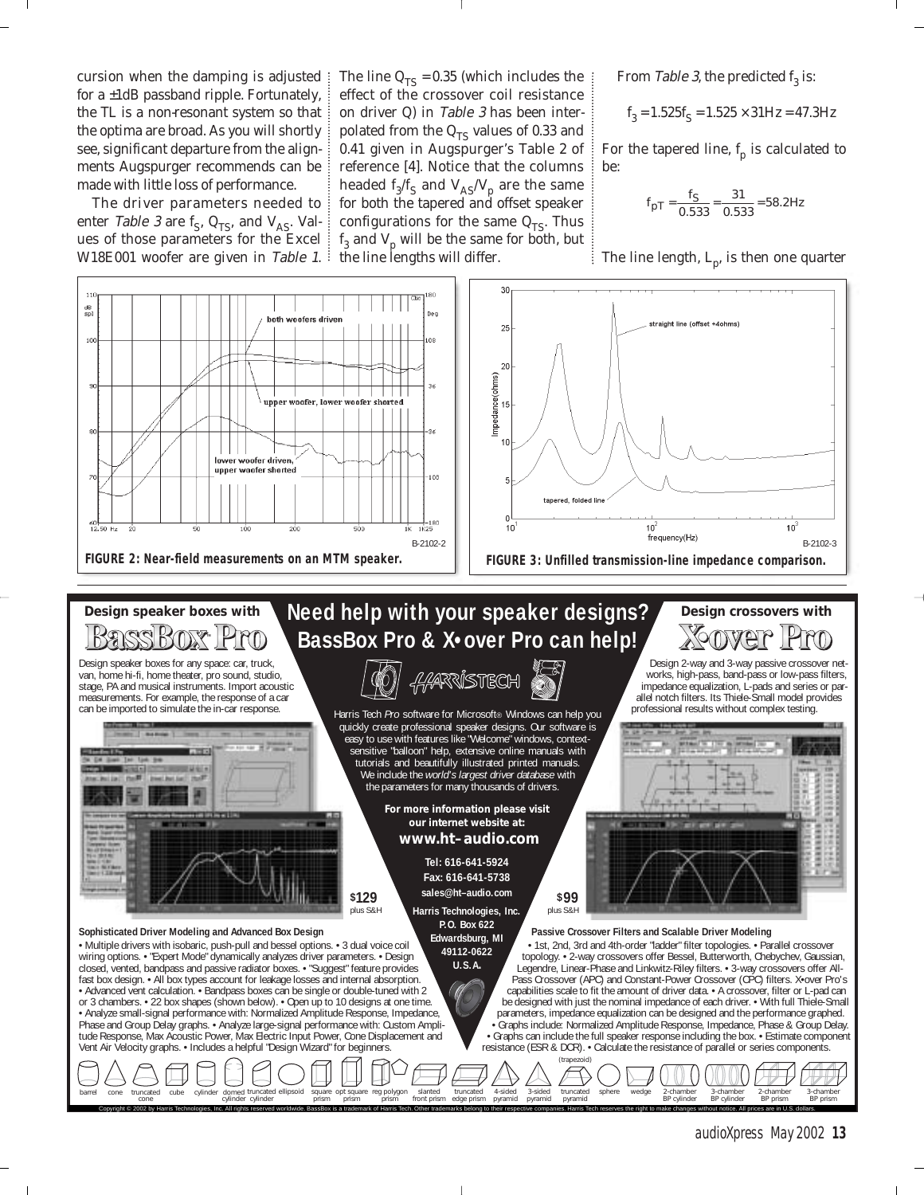cursion when the damping is adjusted for a ±1dB passband ripple. Fortunately, the TL is a non-resonant system so that the optima are broad. As you will shortly see, significant departure from the alignments Augspurger recommends can be made with little loss of performance.

The driver parameters needed to enter *Table 3* are $f_S$, $Q_{TS}$, and $V_{AS}$. Values of those parameters for the Excel W18E001 woofer are given in *Table 1*. The line $Q_{TS} = 0.35$ (which includes the effect of the crossover coil resistance on driver Q) in *Table 3* has been interpolated from the $Q_{TS}$ values of 0.33 and 0.41 given in Augspurger's Table 2 of reference [4]. Notice that the columns headed $f_3/f_S$ and $V_{AS}/V_p$ are the same for both the tapered and offset speaker configurations for the same $Q_{TS}$. Thus $f_3$ and $V_p$ will be the same for both, but the line lengths will differ.

From *Table 3*, the predicted $f_3$ is:

$$f_3 = 1.525 f_S = 1.525 \times 31\text{Hz} = 47.3\text{Hz}$$

For the tapered line, $f_p$ is calculated to be:

$$f_{pT} = \frac{f_S}{0.533} = \frac{31}{0.533} = 58.2\text{Hz}$$

The line length, $L_p$, is then one quarter

**FIGURE 2: Near-field measurements on an MTM speaker.**

**FIGURE 3: Unfilled transmission-line impedance comparison.**

## Need help with your speaker designs? BassBox Pro & X•over Pro can help!

**Design speaker boxes with BassBox Pro**

Design speaker boxes for any space: car, truck, van, home hi-fi, home theater, pro sound, studio, stage, PA and musical instruments. Import acoustic measurements. For example, the response of a car can be imported to simulate the in-car response.

**Design crossovers with X•over Pro**

Design 2-way and 3-way passive crossover networks, high-pass, band-pass or low-pass filters, impedance equalization, L-pads and series or parallel notch filters. Its Thiele-Small model provides professional results without complex testing.

HARRISTECH

Harris Tech *Pro* software for Microsoft® Windows can help you quickly create professional speaker designs. Our software is easy to use with features like "Welcome" windows, context-sensitive "balloon" help, extensive online manuals with tutorials and beautifully illustrated printed manuals. We include the *world's largest driver database* with the parameters for many thousands of drivers.

**For more information please visit our internet website at:**
**www.ht–audio.com**

**Tel: 616-641-5924**
**Fax: 616-641-5738**
**sales@ht–audio.com**

**Harris Technologies, Inc.**
**P.O. Box 622**
**Edwardsburg, MI 49112-0622**
**U.S.A.**

**$129** plus S&H

**$99** plus S&H

**Sophisticated Driver Modeling and Advanced Box Design**

• Multiple drivers with isobaric, push-pull and bessel options. • 3 dual voice coil wiring options. • "Expert Mode" dynamically analyzes driver parameters. • Design closed, vented, bandpass and passive radiator boxes. • "Suggest" feature provides fast box design. • All box types account for leakage losses and internal absorption. • Advanced vent calculation. • Bandpass boxes can be single or double-tuned with 2 or 3 chambers. • 22 box shapes (shown below). • Open up to 10 designs at one time. • Analyze small-signal performance with: Normalized Amplitude Response, Impedance, Phase and Group Delay graphs. • Analyze large-signal performance with: Custom Amplitude Response, Max Acoustic Power, Max Electric Input Power, Cone Displacement and Vent Air Velocity graphs. • Includes a helpful "Design Wizard" for beginners.

**Passive Crossover Filters and Scalable Driver Modeling**

• 1st, 2nd, 3rd and 4th-order "ladder" filter topologies. • Parallel crossover topology. • 2-way crossovers offer Bessel, Butterworth, Chebychev, Gaussian, Legendre, Linear-Phase and Linkwitz-Riley filters. • 3-way crossovers offer All-Pass Crossover (APC) and Constant-Power Crossover (CPC) filters. X•over Pro's capabilities scale to fit the amount of driver data. • A crossover, filter or L-pad can be designed with just the nominal impedance of each driver. • With full Thiele-Small parameters, impedance equalization can be designed and the performance graphed. • Graphs include: Normalized Amplitude Response, Impedance, Phase & Group Delay. • Graphs can include the full speaker response including the box. • Estimate component resistance (ESR & DCR). • Calculate the resistance of parallel or series components.

barrel, cone, truncated cone, cube, cylinder, domed cylinder, truncated cylinder, ellipsoid, square prism, opt square prism, reg polygon prism, slanted front prism, truncated edge prism, 4-sided pyramid, 3-sided pyramid, truncated pyramid (trapezoid), sphere, wedge, 2-chamber BP cylinder, 3-chamber BP cylinder, 2-chamber BP prism, 3-chamber BP prism

Copyright © 2002 by Harris Technologies, Inc. All rights reserved worldwide. BassBox is a trademark of Harris Tech. Other trademarks belong to their respective companies. Harris Tech reserves the right to make changes without notice. All prices are in U.S. dollars.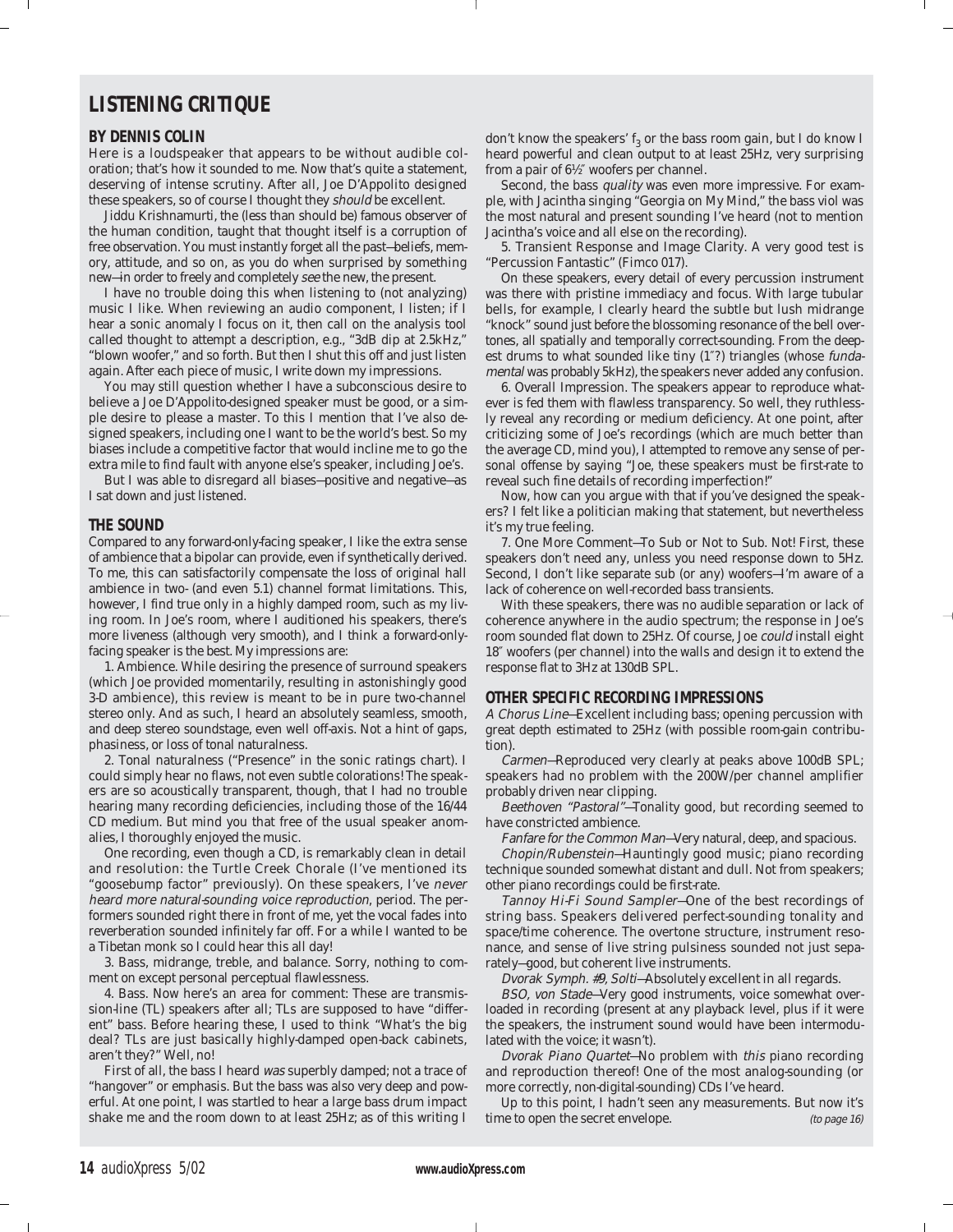## LISTENING CRITIQUE

### BY DENNIS COLIN

Here is a loudspeaker that appears to be without audible coloration; that's how it sounded to me. Now that's quite a statement, deserving of intense scrutiny. After all, Joe D'Appolito designed these speakers, so of course I thought they *should* be excellent.

Jiddu Krishnamurti, the (less than should be) famous observer of the human condition, taught that thought itself is a corruption of free observation. You must instantly forget all the past—beliefs, memory, attitude, and so on, as you do when surprised by something new—in order to freely and completely *see* the new, the present.

I have no trouble doing this when listening to (not analyzing) music I like. When reviewing an audio component, I listen; if I hear a sonic anomaly I focus on it, then call on the analysis tool called thought to attempt a description, e.g., "3dB dip at 2.5kHz," "blown woofer," and so forth. But then I shut this off and just listen again. After each piece of music, I write down my impressions.

You may still question whether I have a subconscious desire to believe a Joe D'Appolito-designed speaker must be good, or a simple desire to please a master. To this I mention that I've also designed speakers, including one I want to be the world's best. So my biases include a competitive factor that would incline me to go the extra mile to find fault with anyone else's speaker, including Joe's.

But I was able to disregard all biases—positive and negative—as I sat down and just listened.

### THE SOUND

Compared to any forward-only-facing speaker, I like the extra sense of ambience that a bipolar can provide, even if synthetically derived. To me, this can satisfactorily compensate the loss of original hall ambience in two- (and even 5.1) channel format limitations. This, however, I find true only in a highly damped room, such as my living room. In Joe's room, where I auditioned his speakers, there's more liveness (although very smooth), and I think a forward-only-facing speaker is the best. My impressions are:

1. Ambience. While desiring the presence of surround speakers (which Joe provided momentarily, resulting in astonishingly good 3-D ambience), this review is meant to be in pure two-channel stereo only. And as such, I heard an absolutely seamless, smooth, and deep stereo soundstage, even well off-axis. Not a hint of gaps, phasiness, or loss of tonal naturalness.

2. Tonal naturalness ("Presence" in the sonic ratings chart). I could simply hear no flaws, not even subtle colorations! The speakers are so acoustically transparent, though, that I had no trouble hearing many recording deficiencies, including those of the 16/44 CD medium. But mind you that free of the usual speaker anomalies, I thoroughly enjoyed the music.

One recording, even though a CD, is remarkably clean in detail and resolution: the Turtle Creek Chorale (I've mentioned its "goosebump factor" previously). On these speakers, I've *never heard more natural-sounding voice reproduction*, period. The performers sounded right there in front of me, yet the vocal fades into reverberation sounded infinitely far off. For a while I wanted to be a Tibetan monk so I could hear this all day!

3. Bass, midrange, treble, and balance. Sorry, nothing to comment on except personal perceptual flawlessness.

4. Bass. Now here's an area for comment: These are transmission-line (TL) speakers after all; TLs are supposed to have "different" bass. Before hearing these, I used to think "What's the big deal? TLs are just basically highly-damped open-back cabinets, aren't they?" Well, no!

First of all, the bass I heard *was* superbly damped; not a trace of "hangover" or emphasis. But the bass was also very deep and powerful. At one point, I was startled to hear a large bass drum impact shake me and the room down to at least 25Hz; as of this writing I don't know the speakers' $f_3$ or the bass room gain, but I do know I heard powerful and clean output to at least 25Hz, very surprising from a pair of 6½″ woofers per channel.

Second, the bass *quality* was even more impressive. For example, with Jacintha singing "Georgia on My Mind," the bass viol was the most natural and present sounding I've heard (not to mention Jacintha's voice and all else on the recording).

5. Transient Response and Image Clarity. A very good test is "Percussion Fantastic" (Fimco 017).

On these speakers, every detail of every percussion instrument was there with pristine immediacy and focus. With large tubular bells, for example, I clearly heard the subtle but lush midrange "knock" sound just before the blossoming resonance of the bell overtones, all spatially and temporally correct-sounding. From the deepest drums to what sounded like tiny (1″?) triangles (whose *fundamental* was probably 5kHz), the speakers never added any confusion.

6. Overall Impression. The speakers appear to reproduce whatever is fed them with flawless transparency. So well, they ruthlessly reveal any recording or medium deficiency. At one point, after criticizing some of Joe's recordings (which are much better than the average CD, mind you), I attempted to remove any sense of personal offense by saying "Joe, these speakers must be first-rate to reveal such fine details of recording imperfection!"

Now, how can you argue with that if you've designed the speakers? I felt like a politician making that statement, but nevertheless it's my true feeling.

7. One More Comment—To Sub or Not to Sub. Not! First, these speakers don't need any, unless you need response down to 5Hz. Second, I don't like separate sub (or any) woofers—I'm aware of a lack of coherence on well-recorded bass transients.

With these speakers, there was no audible separation or lack of coherence anywhere in the audio spectrum; the response in Joe's room sounded flat down to 25Hz. Of course, Joe *could* install eight 18″ woofers (per channel) into the walls and design it to extend the response flat to 3Hz at 130dB SPL.

### OTHER SPECIFIC RECORDING IMPRESSIONS

*A Chorus Line*—Excellent including bass; opening percussion with great depth estimated to 25Hz (with possible room-gain contribution).

*Carmen*—Reproduced very clearly at peaks above 100dB SPL; speakers had no problem with the 200W/per channel amplifier probably driven near clipping.

*Beethoven "Pastoral"*—Tonality good, but recording seemed to have constricted ambience.

*Fanfare for the Common Man*—Very natural, deep, and spacious.

*Chopin/Rubenstein*—Hauntingly good music; piano recording technique sounded somewhat distant and dull. Not from speakers; other piano recordings could be first-rate.

*Tannoy Hi-Fi Sound Sampler*—One of the best recordings of string bass. Speakers delivered perfect-sounding tonality and space/time coherence. The overtone structure, instrument resonance, and sense of live string pulsiness sounded not just separately—good, but coherent live instruments.

*Dvorak Symph. #9, Solti*—Absolutely excellent in all regards.

*BSO, von Stade*—Very good instruments, voice somewhat overloaded in recording (present at any playback level, plus if it were the speakers, the instrument sound would have been intermodulated with the voice; it wasn't).

*Dvorak Piano Quartet*—No problem with *this* piano recording and reproduction thereof! One of the most analog-sounding (or more correctly, non-digital-sounding) CDs I've heard.

Up to this point, I hadn't seen any measurements. But now it's time to open the secret envelope. *(to page 16)*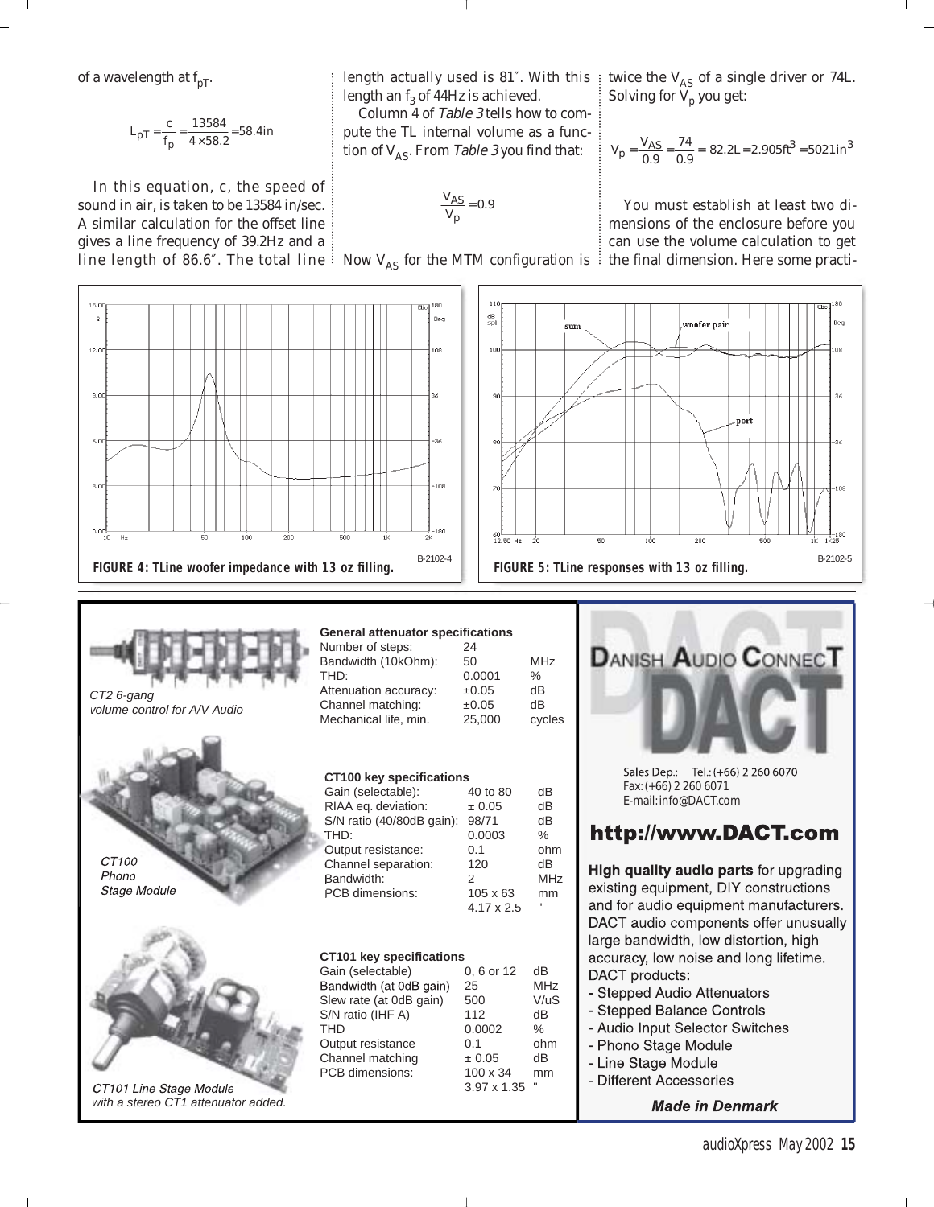of a wavelength at $f_{pT}$.

$$L_{pT} = \frac{c}{f_p} = \frac{13584}{4 \times 58.2} = 58.4\text{in}$$

In this equation, c, the speed of sound in air, is taken to be 13584 in/sec. A similar calculation for the offset line gives a line frequency of 39.2Hz and a line length of 86.6″. The total line length actually used is 81″. With this length an $f_3$ of 44Hz is achieved.

Column 4 of *Table 3* tells how to compute the TL internal volume as a function of $V_{AS}$. From *Table 3* you find that:

$$\frac{V_{AS}}{V_p} = 0.9$$

Now $V_{AS}$ for the MTM configuration is twice the $V_{AS}$ of a single driver or 74L. Solving for $V_p$ you get:

$$V_p = \frac{V_{AS}}{0.9} = \frac{74}{0.9} = 82.2\text{L} = 2.905\text{ft}^3 = 5021\text{in}^3$$

You must establish at least two dimensions of the enclosure before you can use the volume calculation to get the final dimension. Here some practi-

**FIGURE 4: TLine woofer impedance with 13 oz filling.**

**FIGURE 5: TLine responses with 13 oz filling.**

*CT2 6-gang volume control for A/V Audio*

**General attenuator specifications**

| | | |
|---|---|---|
| Number of steps: | 24 | |
| Bandwidth (10kOhm): | 50 | MHz |
| THD: | 0.0001 | % |
| Attenuation accuracy: | ±0.05 | dB |
| Channel matching: | ±0.05 | dB |
| Mechanical life, min. | 25,000 | cycles |

*CT100 Phono Stage Module*

**CT100 key specifications**

| | | |
|---|---|---|
| Gain (selectable): | 40 to 80 | dB |
| RIAA eq. deviation: | ± 0.05 | dB |
| S/N ratio (40/80dB gain): | 98/71 | dB |
| THD: | 0.0003 | % |
| Output resistance: | 0.1 | ohm |
| Channel separation: | 120 | dB |
| Bandwidth: | 2 | MHz |
| PCB dimensions: | 105 x 63 | mm |
| | 4.17 x 2.5 | " |

*CT101 Line Stage Module with a stereo CT1 attenuator added.*

**CT101 key specifications**

| | | |
|---|---|---|
| Gain (selectable) | 0, 6 or 12 | dB |
| Bandwidth (at 0dB gain) | 25 | MHz |
| Slew rate (at 0dB gain) | 500 | V/uS |
| S/N ratio (IHF A) | 112 | dB |
| THD | 0.0002 | % |
| Output resistance | 0.1 | ohm |
| Channel matching | ± 0.05 | dB |
| PCB dimensions: | 100 x 34 | mm |
| | 3.97 x 1.35 | " |

**DANISH AUDIO CONNECT**

**DACT**

Sales Dep.: Tel.: (+66) 2 260 6070
Fax: (+66) 2 260 6071
E-mail: info@DACT.com

**http://www.DACT.com**

**High quality audio parts** for upgrading existing equipment, DIY constructions and for audio equipment manufacturers. DACT audio components offer unusually large bandwidth, low distortion, high accuracy, low noise and long lifetime.

DACT products:
- Stepped Audio Attenuators
- Stepped Balance Controls
- Audio Input Selector Switches
- Phono Stage Module
- Line Stage Module
- Different Accessories

***Made in Denmark***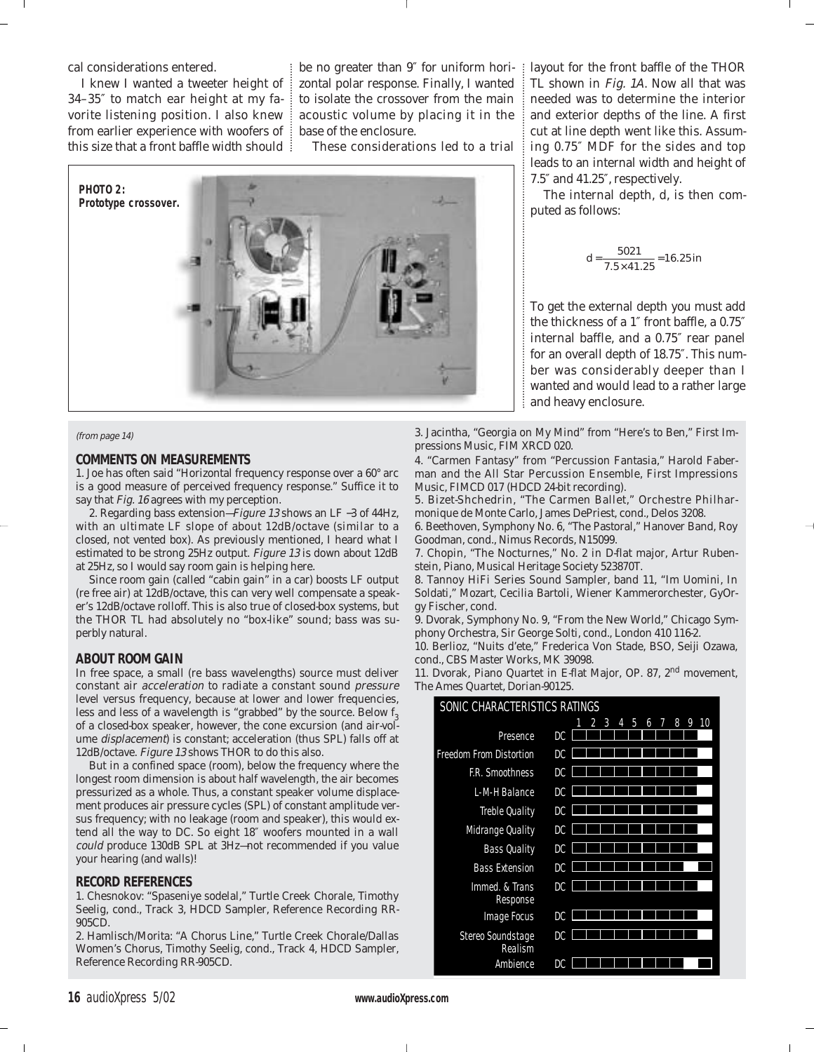cal considerations entered.

I knew I wanted a tweeter height of 34–35″ to match ear height at my favorite listening position. I also knew from earlier experience with woofers of this size that a front baffle width should be no greater than 9″ for uniform horizontal polar response. Finally, I wanted to isolate the crossover from the main acoustic volume by placing it in the base of the enclosure.

These considerations led to a trial layout for the front baffle of the THOR TL shown in *Fig. 1A*. Now all that was needed was to determine the interior and exterior depths of the line. A first cut at line depth went like this. Assuming 0.75″ MDF for the sides and top leads to an internal width and height of 7.5″ and 41.25″, respectively.

The internal depth, d, is then computed as follows:

$$d = \frac{5021}{7.5 \times 41.25} = 16.25\,\text{in}$$

To get the external depth you must add the thickness of a 1″ front baffle, a 0.75″ internal baffle, and a 0.75″ rear panel for an overall depth of 18.75″. This number was considerably deeper than I wanted and would lead to a rather large and heavy enclosure.

**PHOTO 2: Prototype crossover.**

*(from page 14)*

### COMMENTS ON MEASUREMENTS

1. Joe has often said "Horizontal frequency response over a 60° arc is a good measure of perceived frequency response." Suffice it to say that *Fig. 16* agrees with my perception.

2. Regarding bass extension—*Figure 13* shows an LF –3 of 44Hz, with an ultimate LF slope of about 12dB/octave (similar to a closed, not vented box). As previously mentioned, I heard what I estimated to be strong 25Hz output. *Figure 13* is down about 12dB at 25Hz, so I would say room gain is helping here.

Since room gain (called "cabin gain" in a car) boosts LF output (re free air) at 12dB/octave, this can very well compensate a speaker's 12dB/octave rolloff. This is also true of closed-box systems, but the THOR TL had absolutely no "box-like" sound; bass was superbly natural.

### ABOUT ROOM GAIN

In free space, a small (re bass wavelengths) source must deliver constant air *acceleration* to radiate a constant sound *pressure* level versus frequency, because at lower and lower frequencies, less and less of a wavelength is "grabbed" by the source. Below $f_3$ of a closed-box speaker, however, the cone excursion (and air-volume *displacement*) is constant; acceleration (thus SPL) falls off at 12dB/octave. *Figure 13* shows THOR to do this also.

But in a confined space (room), below the frequency where the longest room dimension is about half wavelength, the air becomes pressurized as a whole. Thus, a constant speaker volume displacement produces air pressure cycles (SPL) of constant amplitude versus frequency; with no leakage (room and speaker), this would extend all the way to DC. So eight 18″ woofers mounted in a wall *could* produce 130dB SPL at 3Hz—not recommended if you value your hearing (and walls)!

### RECORD REFERENCES

1. Chesnokov: "Spaseniye sodelal," Turtle Creek Chorale, Timothy Seelig, cond., Track 3, HDCD Sampler, Reference Recording RR-905CD.
2. Hamlisch/Morita: "A Chorus Line," Turtle Creek Chorale/Dallas Women's Chorus, Timothy Seelig, cond., Track 4, HDCD Sampler, Reference Recording RR-905CD.
3. Jacintha, "Georgia on My Mind" from "Here's to Ben," First Impressions Music, FIM XRCD 020.
4. "Carmen Fantasy" from "Percussion Fantasia," Harold Faberman and the All Star Percussion Ensemble, First Impressions Music, FIMCD 017 (HDCD 24-bit recording).
5. Bizet-Shchedrin, "The Carmen Ballet," Orchestre Philharmonique de Monte Carlo, James DePriest, cond., Delos 3208.
6. Beethoven, Symphony No. 6, "The Pastoral," Hanover Band, Roy Goodman, cond., Nimus Records, N15099.
7. Chopin, "The Nocturnes," No. 2 in D-flat major, Artur Rubenstein, Piano, Musical Heritage Society 523870T.
8. Tannoy HiFi Series Sound Sampler, band 11, "Im Uomini, In Soldati," Mozart, Cecilia Bartoli, Wiener Kammerorchester, GyOrgy Fischer, cond.
9. Dvorak, Symphony No. 9, "From the New World," Chicago Symphony Orchestra, Sir George Solti, cond., London 410 116-2.
10. Berlioz, "Nuits d'ete," Frederica Von Stade, BSO, Seiji Ozawa, cond., CBS Master Works, MK 39098.
11. Dvorak, Piano Quartet in E-flat Major, OP. 87, 2nd movement, The Ames Quartet, Dorian-90125.

**SONIC CHARACTERISTICS RATINGS** (scale DC, 1–10)

- Presence
- Freedom From Distortion
- F.R. Smoothness
- L-M-H Balance
- Treble Quality
- Midrange Quality
- Bass Quality
- Bass Extension
- Immed. & Trans Response
- Image Focus
- Stereo Soundstage Realism
- Ambience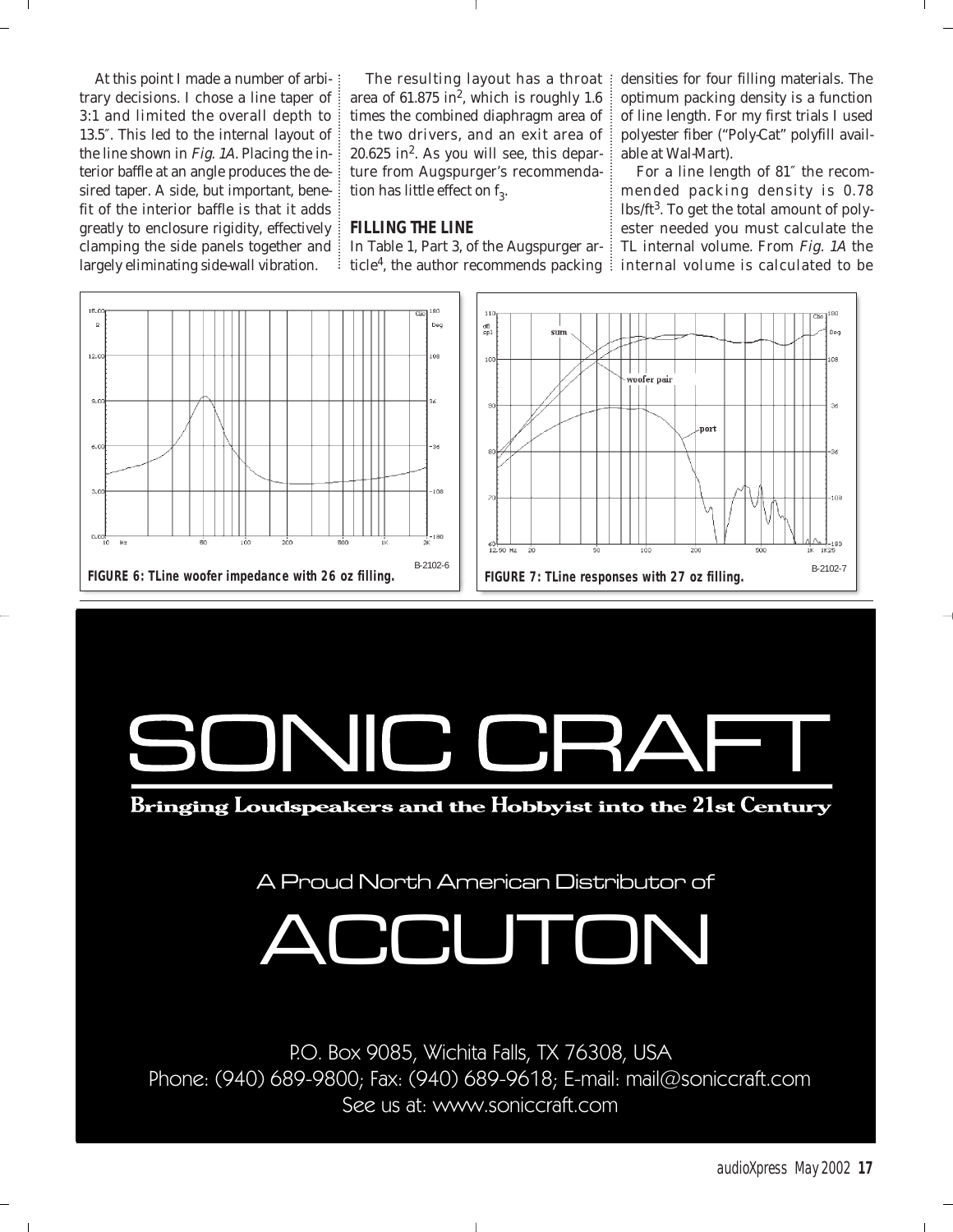At this point I made a number of arbitrary decisions. I chose a line taper of 3:1 and limited the overall depth to 13.5″. This led to the internal layout of the line shown in *Fig. 1A*. Placing the interior baffle at an angle produces the desired taper. A side, but important, benefit of the interior baffle is that it adds greatly to enclosure rigidity, effectively clamping the side panels together and largely eliminating side-wall vibration.

The resulting layout has a throat area of 61.875 in$^2$, which is roughly 1.6 times the combined diaphragm area of the two drivers, and an exit area of 20.625 in$^2$. As you will see, this departure from Augspurger's recommendation has little effect on $f_3$.

## FILLING THE LINE

In Table 1, Part 3, of the Augspurger article[4], the author recommends packing densities for four filling materials. The optimum packing density is a function of line length. For my first trials I used polyester fiber ("Poly-Cat" polyfill available at Wal-Mart).

For a line length of 81″ the recommended packing density is 0.78 lbs/ft$^3$. To get the total amount of polyester needed you must calculate the TL internal volume. From *Fig. 1A* the internal volume is calculated to be

**FIGURE 6: TLine woofer impedance with 26 oz filling.**

**FIGURE 7: TLine responses with 27 oz filling.**

# SONIC CRAFT

**Bringing Loudspeakers and the Hobbyist into the 21st Century**

A Proud North American Distributor of

# ACCUTON

P.O. Box 9085, Wichita Falls, TX 76308, USA
Phone: (940) 689-9800; Fax: (940) 689-9618; E-mail: mail@soniccraft.com
See us at: www.soniccraft.com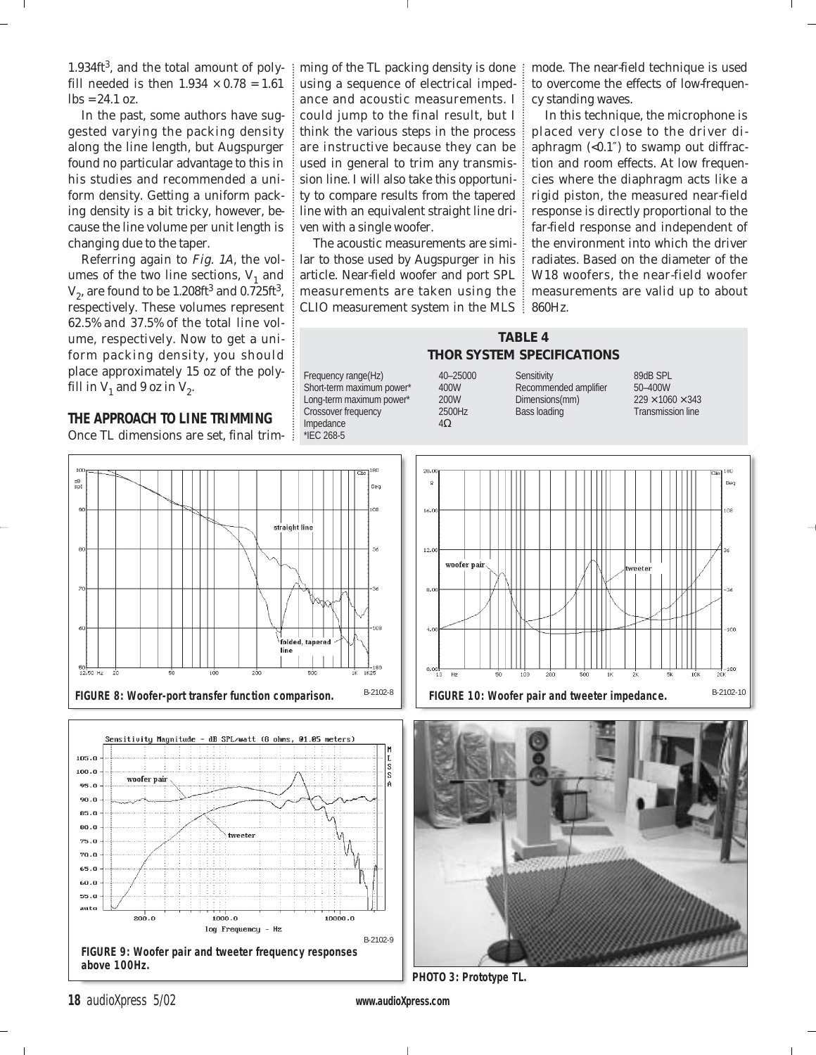1.934ft$^3$, and the total amount of polyfill needed is then $1.934 \times 0.78 = 1.61$ lbs = 24.1 oz.

In the past, some authors have suggested varying the packing density along the line length, but Augspurger found no particular advantage to this in his studies and recommended a uniform density. Getting a uniform packing density is a bit tricky, however, because the line volume per unit length is changing due to the taper.

Referring again to *Fig. 1A*, the volumes of the two line sections, $V_1$ and $V_2$, are found to be 1.208ft$^3$ and 0.725ft$^3$, respectively. These volumes represent 62.5% and 37.5% of the total line volume, respectively. Now to get a uniform packing density, you should place approximately 15 oz of the polyfill in $V_1$ and 9 oz in $V_2$.

## THE APPROACH TO LINE TRIMMING

Once TL dimensions are set, final trimming of the TL packing density is done using a sequence of electrical impedance and acoustic measurements. I could jump to the final result, but I think the various steps in the process are instructive because they can be used in general to trim any transmission line. I will also take this opportunity to compare results from the tapered line with an equivalent straight line driven with a single woofer.

The acoustic measurements are similar to those used by Augspurger in his article. Near-field woofer and port SPL measurements are taken using the CLIO measurement system in the MLS mode. The near-field technique is used to overcome the effects of low-frequency standing waves.

In this technique, the microphone is placed very close to the driver diaphragm (<0.1″) to swamp out diffraction and room effects. At low frequencies where the diaphragm acts like a rigid piston, the measured near-field response is directly proportional to the far-field response and independent of the environment into which the driver radiates. Based on the diameter of the W18 woofers, the near-field woofer measurements are valid up to about 860Hz.

**TABLE 4**
**THOR SYSTEM SPECIFICATIONS**

| | | | |
|---|---|---|---|
| Frequency range(Hz) | 40–25000 | Sensitivity | 89dB SPL |
| Short-term maximum power* | 400W | Recommended amplifier | 50–400W |
| Long-term maximum power* | 200W | Dimensions(mm) | 229 × 1060 × 343 |
| Crossover frequency | 2500Hz | Bass loading | Transmission line |
| Impedance | 4Ω | | |

*IEC 268-5

**FIGURE 8: Woofer-port transfer function comparison.**

**FIGURE 10: Woofer pair and tweeter impedance.**

**FIGURE 9: Woofer pair and tweeter frequency responses above 100Hz.**

**PHOTO 3: Prototype TL.**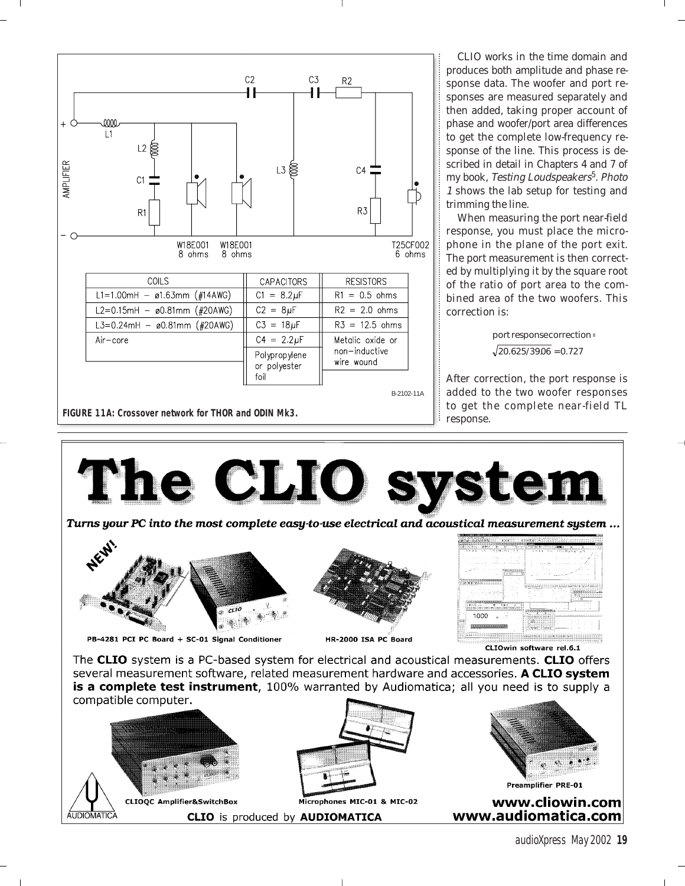| COILS | CAPACITORS | RESISTORS |
|---|---|---|
| L1=1.00mH – ø1.63mm (#14AWG) | C1 = 8.2μF | R1 = 0.5 ohms |
| L2=0.15mH – ø0.81mm (#20AWG) | C2 = 8μF | R2 = 2.0 ohms |
| L3=0.24mH – ø0.81mm (#20AWG) | C3 = 18μF | R3 = 12.5 ohms |
| Air-core | C4 = 2.2μF | Metalic oxide or non-inductive wire wound |
| | Polypropylene or polyester foil | |

**FIGURE 11A: Crossover network for THOR and ODIN Mk3.**

CLIO works in the time domain and produces both amplitude and phase response data. The woofer and port responses are measured separately and then added, taking proper account of phase and woofer/port area differences to get the complete low-frequency response of the line. This process is described in detail in Chapters 4 and 7 of my book, *Testing Loudspeakers*[5]. *Photo 1* shows the lab setup for testing and trimming the line.

When measuring the port near-field response, you must place the microphone in the plane of the port exit. The port measurement is then corrected by multiplying it by the square root of the ratio of port area to the combined area of the two woofers. This correction is:

$$\text{port response correction} = \sqrt{20.625/39.06} = 0.727$$

After correction, the port response is added to the two woofer responses to get the complete near-field TL response.

# The CLIO system

*Turns your PC into the most complete easy-to-use electrical and acoustical measurement system ...*

NEW!

PB-4281 PCI PC Board + SC-01 Signal Conditioner

HR-2000 ISA PC Board

CLIOwin software rel.6.1

The **CLIO** system is a PC-based system for electrical and acoustical measurements. **CLIO** offers several measurement software, related measurement hardware and accessories. **A CLIO system is a complete test instrument**, 100% warranted by Audiomatica; all you need is to supply a compatible computer.

CLIOQC Amplifier&SwitchBox

Microphones MIC-01 & MIC-02

Preamplifier PRE-01

**CLIO** is produced by **AUDIOMATICA**

**www.cliowin.com**
**www.audiomatica.com**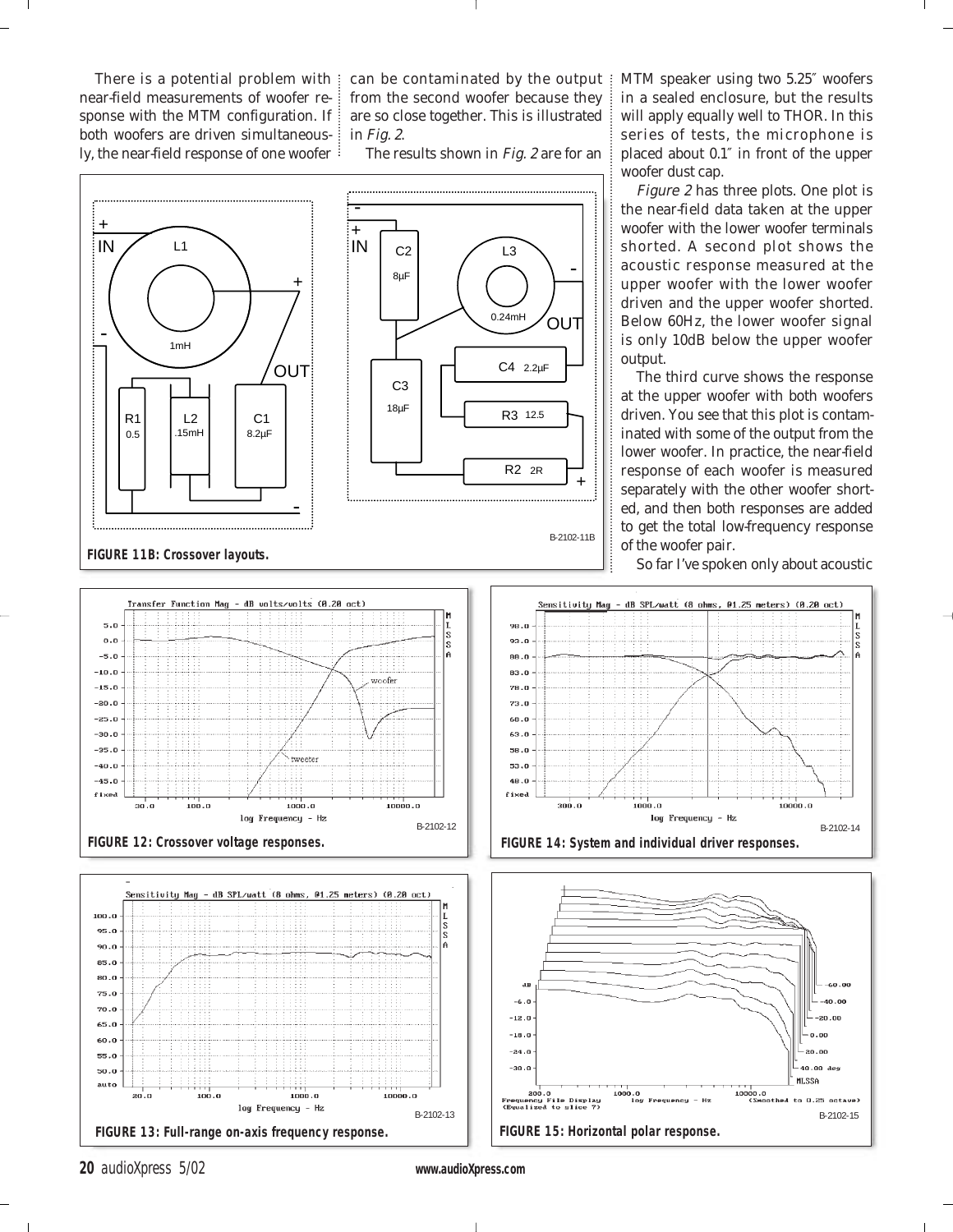There is a potential problem with near-field measurements of woofer response with the MTM configuration. If both woofers are driven simultaneously, the near-field response of one woofer can be contaminated by the output from the second woofer because they are so close together. This is illustrated in *Fig. 2*.

The results shown in *Fig. 2* are for an MTM speaker using two 5.25″ woofers in a sealed enclosure, but the results will apply equally well to THOR. In this series of tests, the microphone is placed about 0.1″ in front of the upper woofer dust cap.

*Figure 2* has three plots. One plot is the near-field data taken at the upper woofer with the lower woofer terminals shorted. A second plot shows the acoustic response measured at the upper woofer with the lower woofer driven and the upper woofer shorted. Below 60Hz, the lower woofer signal is only 10dB below the upper woofer output.

The third curve shows the response at the upper woofer with both woofers driven. You see that this plot is contaminated with some of the output from the lower woofer. In practice, the near-field response of each woofer is measured separately with the other woofer shorted, and then both responses are added to get the total low-frequency response of the woofer pair.

So far I've spoken only about acoustic

**FIGURE 11B: Crossover layouts.**

**FIGURE 12: Crossover voltage responses.**

**FIGURE 13: Full-range on-axis frequency response.**

**FIGURE 14: System and individual driver responses.**

**FIGURE 15: Horizontal polar response.**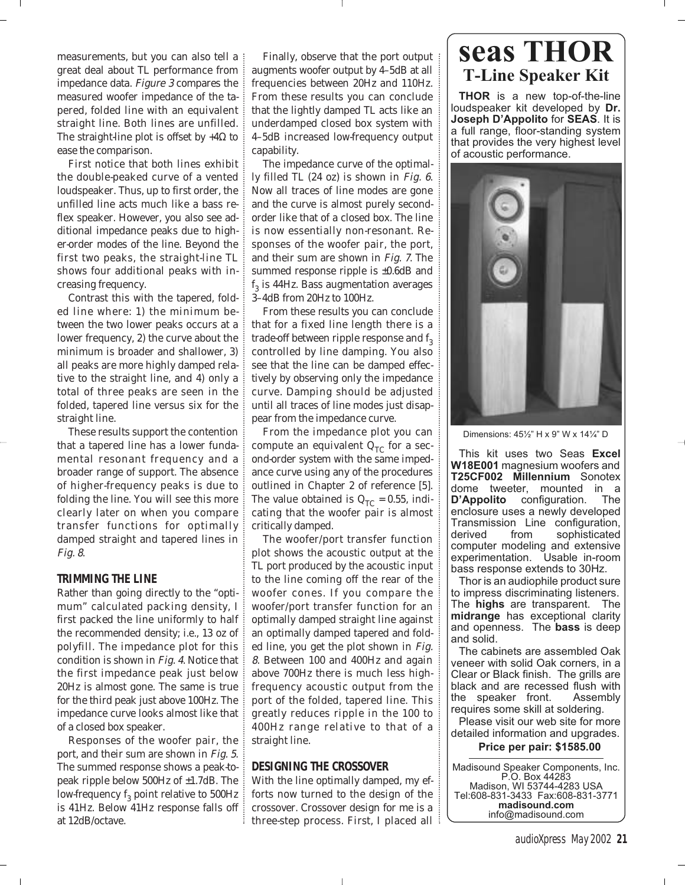measurements, but you can also tell a great deal about TL performance from impedance data. *Figure 3* compares the measured woofer impedance of the tapered, folded line with an equivalent straight line. Both lines are unfilled. The straight-line plot is offset by +4Ω to ease the comparison.

First notice that both lines exhibit the double-peaked curve of a vented loudspeaker. Thus, up to first order, the unfilled line acts much like a bass reflex speaker. However, you also see additional impedance peaks due to higher-order modes of the line. Beyond the first two peaks, the straight-line TL shows four additional peaks with increasing frequency.

Contrast this with the tapered, folded line where: 1) the minimum between the two lower peaks occurs at a lower frequency, 2) the curve about the minimum is broader and shallower, 3) all peaks are more highly damped relative to the straight line, and 4) only a total of three peaks are seen in the folded, tapered line versus six for the straight line.

These results support the contention that a tapered line has a lower fundamental resonant frequency and a broader range of support. The absence of higher-frequency peaks is due to folding the line. You will see this more clearly later on when you compare transfer functions for optimally damped straight and tapered lines in *Fig. 8*.

### TRIMMING THE LINE

Rather than going directly to the "optimum" calculated packing density, I first packed the line uniformly to half the recommended density; i.e., 13 oz of polyfill. The impedance plot for this condition is shown in *Fig. 4*. Notice that the first impedance peak just below 20Hz is almost gone. The same is true for the third peak just above 100Hz. The impedance curve looks almost like that of a closed box speaker.

Responses of the woofer pair, the port, and their sum are shown in *Fig. 5*. The summed response shows a peak-to-peak ripple below 500Hz of ±1.7dB. The low-frequency $f_3$ point relative to 500Hz is 41Hz. Below 41Hz response falls off at 12dB/octave.

Finally, observe that the port output augments woofer output by 4–5dB at all frequencies between 20Hz and 110Hz. From these results you can conclude that the lightly damped TL acts like an underdamped closed box system with 4–5dB increased low-frequency output capability.

The impedance curve of the optimally filled TL (24 oz) is shown in *Fig. 6*. Now all traces of line modes are gone and the curve is almost purely second-order like that of a closed box. The line is now essentially non-resonant. Responses of the woofer pair, the port, and their sum are shown in *Fig. 7*. The summed response ripple is ±0.6dB and $f_3$ is 44Hz. Bass augmentation averages 3–4dB from 20Hz to 100Hz.

From these results you can conclude that for a fixed line length there is a trade-off between ripple response and $f_3$ controlled by line damping. You also see that the line can be damped effectively by observing only the impedance curve. Damping should be adjusted until all traces of line modes just disappear from the impedance curve.

From the impedance plot you can compute an equivalent $Q_{TC}$ for a second-order system with the same impedance curve using any of the procedures outlined in Chapter 2 of reference [5]. The value obtained is $Q_{TC} = 0.55$, indicating that the woofer pair is almost critically damped.

The woofer/port transfer function plot shows the acoustic output at the TL port produced by the acoustic input to the line coming off the rear of the woofer cones. If you compare the woofer/port transfer function for an optimally damped straight line against an optimally damped tapered and folded line, you get the plot shown in *Fig. 8*. Between 100 and 400Hz and again above 700Hz there is much less high-frequency acoustic output from the port of the folded, tapered line. This greatly reduces ripple in the 100 to 400Hz range relative to that of a straight line.

### DESIGNING THE CROSSOVER

With the line optimally damped, my efforts now turned to the design of the crossover. Crossover design for me is a three-step process. First, I placed all

---

# seas THOR

## T-Line Speaker Kit

**THOR** is a new top-of-the-line loudspeaker kit developed by **Dr. Joseph D'Appolito** for **SEAS**. It is a full range, floor-standing system that provides the very highest level of acoustic performance.

Dimensions: 45½" H x 9" W x 14¼" D

This kit uses two Seas **Excel W18E001** magnesium woofers and **T25CF002 Millennium** Sonotex dome tweeter, mounted in a **D'Appolito** configuration. The enclosure uses a newly developed Transmission Line configuration, derived from sophisticated computer modeling and extensive experimentation. Usable in-room bass response extends to 30Hz.

Thor is an audiophile product sure to impress discriminating listeners. The **highs** are transparent. The **midrange** has exceptional clarity and openness. The **bass** is deep and solid.

The cabinets are assembled Oak veneer with solid Oak corners, in a Clear or Black finish. The grills are black and are recessed flush with the speaker front. Assembly requires some skill at soldering.

Please visit our web site for more detailed information and upgrades.

**Price per pair: $1585.00**

Madisound Speaker Components, Inc.
P.O. Box 44283
Madison, WI 53744-4283 USA
Tel:608-831-3433 Fax:608-831-3771
**madisound.com**
info@madisound.com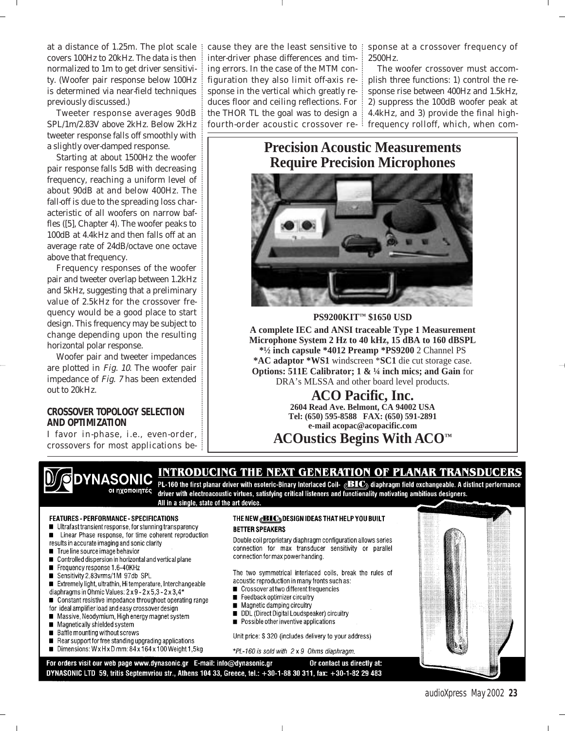at a distance of 1.25m. The plot scale covers 100Hz to 20kHz. The data is then normalized to 1m to get driver sensitivity. (Woofer pair response below 100Hz is determined via near-field techniques previously discussed.)

Tweeter response averages 90dB SPL/1m/2.83V above 2kHz. Below 2kHz tweeter response falls off smoothly with a slightly over-damped response.

Starting at about 1500Hz the woofer pair response falls 5dB with decreasing frequency, reaching a uniform level of about 90dB at and below 400Hz. The fall-off is due to the spreading loss characteristic of all woofers on narrow baffles ([5], Chapter 4). The woofer peaks to 100dB at 4.4kHz and then falls off at an average rate of 24dB/octave one octave above that frequency.

Frequency responses of the woofer pair and tweeter overlap between 1.2kHz and 5kHz, suggesting that a preliminary value of 2.5kHz for the crossover frequency would be a good place to start design. This frequency may be subject to change depending upon the resulting horizontal polar response.

Woofer pair and tweeter impedances are plotted in *Fig. 10*. The woofer pair impedance of *Fig. 7* has been extended out to 20kHz.

### CROSSOVER TOPOLOGY SELECTION AND OPTIMIZATION

I favor in-phase, i.e., even-order, crossovers for most applications because they are the least sensitive to inter-driver phase differences and timing errors. In the case of the MTM configuration they also limit off-axis response in the vertical which greatly reduces floor and ceiling reflections. For the THOR TL the goal was to design a fourth-order acoustic crossover response at a crossover frequency of 2500Hz.

The woofer crossover must accomplish three functions: 1) control the response rise between 400Hz and 1.5kHz, 2) suppress the 100dB woofer peak at 4.4kHz, and 3) provide the final high-frequency rolloff, which, when com-

---

## Precision Acoustic Measurements Require Precision Microphones

**PS9200KIT™ $1650 USD**

**A complete IEC and ANSI traceable Type 1 Measurement Microphone System 2 Hz to 40 kHz, 15 dBA to 160 dBSPL**
**\*½ inch capsule \*4012 Preamp \*PS9200** 2 Channel PS
**\*AC adaptor \*WS1** windscreen \***SC1** die cut storage case.
**Options: 511E Calibrator; 1 & ¼ inch mics; and Gain** for DRA's MLSSA and other board level products.

**ACO Pacific, Inc.**
**2604 Read Ave. Belmont, CA 94002 USA**
**Tel: (650) 595-8588 FAX: (650) 591-2891**
**e-mail acopac@acopacific.com**

**ACOustics Begins With ACO™**

---

**DYNASONIC** οι ηχοποιητές

## INTRODUCING THE NEXT GENERATION OF PLANAR TRANSDUCERS

**PL-160 the first planar driver with esoteric-Binary Interlaced Coil- BIC diaphragm field exchangeable. A distinct performance driver with electroacoustic virtues, satisfying critical listeners and functionality motivating ambitious designers. All in a single, state of the art device.**

**FEATURES - PERFORMANCE - SPECIFICATIONS**

- Ultrafast transient response, for stunning transparency
- Linear Phase response, for time coherent reproduction results in accurate imaging and sonic clarity
- True line source image behavior
- Controlled dispersion in horizontal and vertical plane
- Frequency response 1.6-40KHz
- Sensitivity 2.83vrms/1M 97db SPL
- Extremely light, ultrathin, Hi temperature, Interchangeable diaphragms in Ohmic Values: 2 x 9 - 2 x 5,3 - 2 x 3,4*
- Constant resistive impedance throughout operating range for ideal amplifier load and easy crossover design
- Massive, Neodymium, High energy magnet system
- Magnetically shielded system
- Baffle mounting without screws
- Rear support for free standing upgrading applications
- Dimensions: W x H x D mm: 84 x 164 x 100 Weight 1,5kg

**THE NEW BIC DESIGN IDEAS THAT HELP YOU BUILT BETTER SPEAKERS**

Double coil proprietary diaphragm configuration allows series connection for max transducer sensitivity or parallel connection for max power handing.

The two symmetrical interlaced coils, break the rules of acoustic reproduction in many fronts such as:

- Crossover at two different frequencies
- Feedback optimizer circuitry
- Magnetic damping circuitry
- DDL (Direct Digital Loudspeaker) circuitry
- Possible other inventive applications

Unit price: $ 320 (includes delivery to your address)

*\*PL-160 is sold with 2 x 9 Ohms diaphragm.*

**For orders visit our web page www.dynasonic.gr E-mail: info@dynasonic.gr Or contact us directly at: DYNASONIC LTD 59, tritis Septemvriou str., Athens 104 33, Greece, tel.: +30-1-88 30 311, fax: +30-1-82 29 483**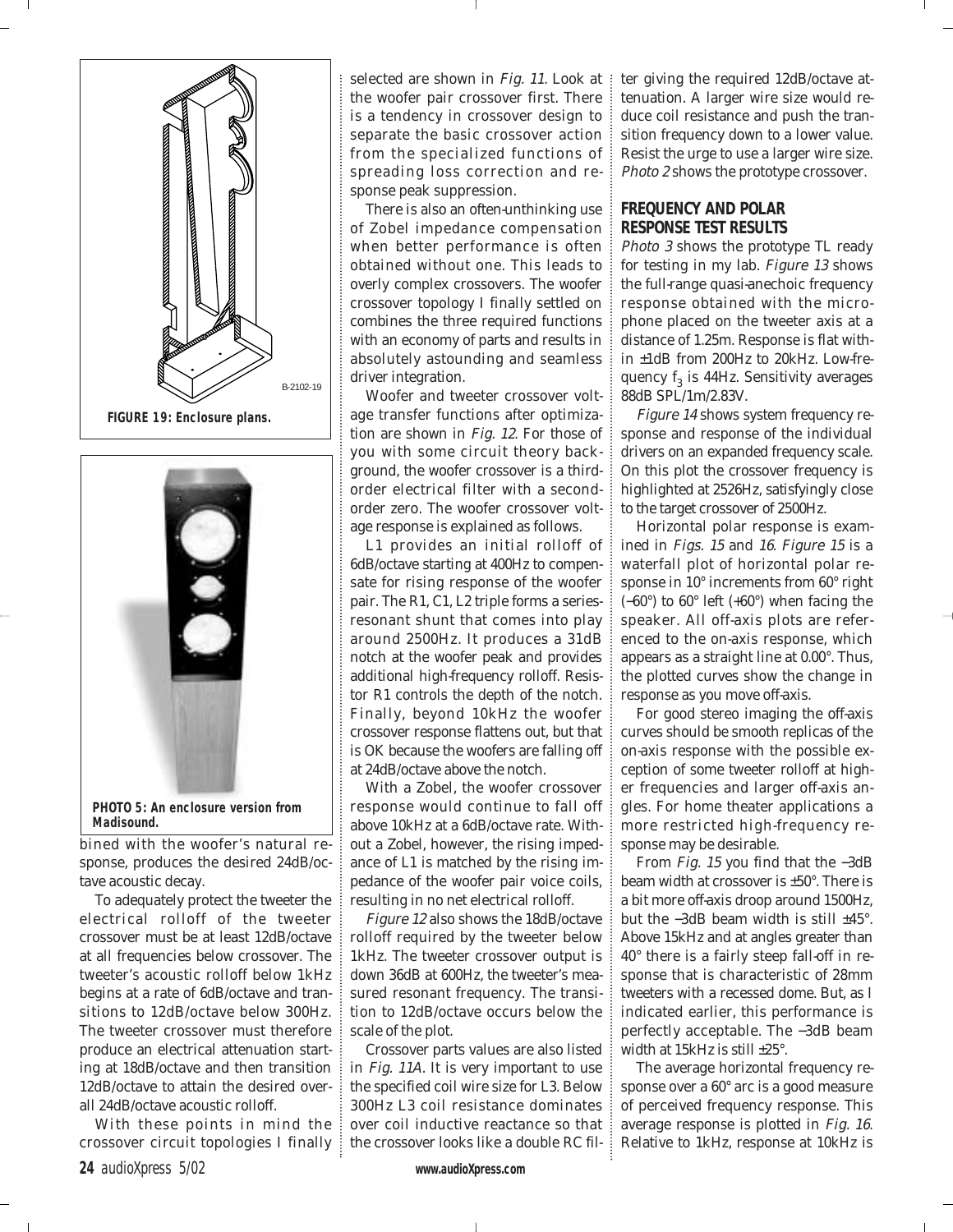**FIGURE 19: Enclosure plans.**

**PHOTO 5: An enclosure version from Madisound.**

bined with the woofer's natural response, produces the desired 24dB/octave acoustic decay.

To adequately protect the tweeter the electrical rolloff of the tweeter crossover must be at least 12dB/octave at all frequencies below crossover. The tweeter's acoustic rolloff below 1kHz begins at a rate of 6dB/octave and transitions to 12dB/octave below 300Hz. The tweeter crossover must therefore produce an electrical attenuation starting at 18dB/octave and then transition 12dB/octave to attain the desired overall 24dB/octave acoustic rolloff.

With these points in mind the crossover circuit topologies I finally selected are shown in *Fig. 11*. Look at the woofer pair crossover first. There is a tendency in crossover design to separate the basic crossover action from the specialized functions of spreading loss correction and response peak suppression.

There is also an often-unthinking use of Zobel impedance compensation when better performance is often obtained without one. This leads to overly complex crossovers. The woofer crossover topology I finally settled on combines the three required functions with an economy of parts and results in absolutely astounding and seamless driver integration.

Woofer and tweeter crossover voltage transfer functions after optimization are shown in *Fig. 12*. For those of you with some circuit theory background, the woofer crossover is a third-order electrical filter with a second-order zero. The woofer crossover voltage response is explained as follows.

L1 provides an initial rolloff of 6dB/octave starting at 400Hz to compensate for rising response of the woofer pair. The R1, C1, L2 triple forms a series-resonant shunt that comes into play around 2500Hz. It produces a 31dB notch at the woofer peak and provides additional high-frequency rolloff. Resistor R1 controls the depth of the notch. Finally, beyond 10kHz the woofer crossover response flattens out, but that is OK because the woofers are falling off at 24dB/octave above the notch.

With a Zobel, the woofer crossover response would continue to fall off above 10kHz at a 6dB/octave rate. Without a Zobel, however, the rising impedance of L1 is matched by the rising impedance of the woofer pair voice coils, resulting in no net electrical rolloff.

*Figure 12* also shows the 18dB/octave rolloff required by the tweeter below 1kHz. The tweeter crossover output is down 36dB at 600Hz, the tweeter's measured resonant frequency. The transition to 12dB/octave occurs below the scale of the plot.

Crossover parts values are also listed in *Fig. 11A*. It is very important to use the specified coil wire size for L3. Below 300Hz L3 coil resistance dominates over coil inductive reactance so that the crossover looks like a double RC filter giving the required 12dB/octave attenuation. A larger wire size would reduce coil resistance and push the transition frequency down to a lower value. Resist the urge to use a larger wire size. *Photo 2* shows the prototype crossover.

## FREQUENCY AND POLAR RESPONSE TEST RESULTS

*Photo 3* shows the prototype TL ready for testing in my lab. *Figure 13* shows the full-range quasi-anechoic frequency response obtained with the microphone placed on the tweeter axis at a distance of 1.25m. Response is flat within ±1dB from 200Hz to 20kHz. Low-frequency $f_3$ is 44Hz. Sensitivity averages 88dB SPL/1m/2.83V.

*Figure 14* shows system frequency response and response of the individual drivers on an expanded frequency scale. On this plot the crossover frequency is highlighted at 2526Hz, satisfyingly close to the target crossover of 2500Hz.

Horizontal polar response is examined in *Figs. 15* and *16*. *Figure 15* is a waterfall plot of horizontal polar response in 10° increments from 60° right (−60°) to 60° left (+60°) when facing the speaker. All off-axis plots are referenced to the on-axis response, which appears as a straight line at 0.00°. Thus, the plotted curves show the change in response as you move off-axis.

For good stereo imaging the off-axis curves should be smooth replicas of the on-axis response with the possible exception of some tweeter rolloff at higher frequencies and larger off-axis angles. For home theater applications a more restricted high-frequency response may be desirable.

From *Fig. 15* you find that the −3dB beam width at crossover is ±50°. There is a bit more off-axis droop around 1500Hz, but the −3dB beam width is still ±45°. Above 15kHz and at angles greater than 40° there is a fairly steep fall-off in response that is characteristic of 28mm tweeters with a recessed dome. But, as I indicated earlier, this performance is perfectly acceptable. The −3dB beam width at 15kHz is still ±25°.

The average horizontal frequency response over a 60° arc is a good measure of perceived frequency response. This average response is plotted in *Fig. 16*. Relative to 1kHz, response at 10kHz is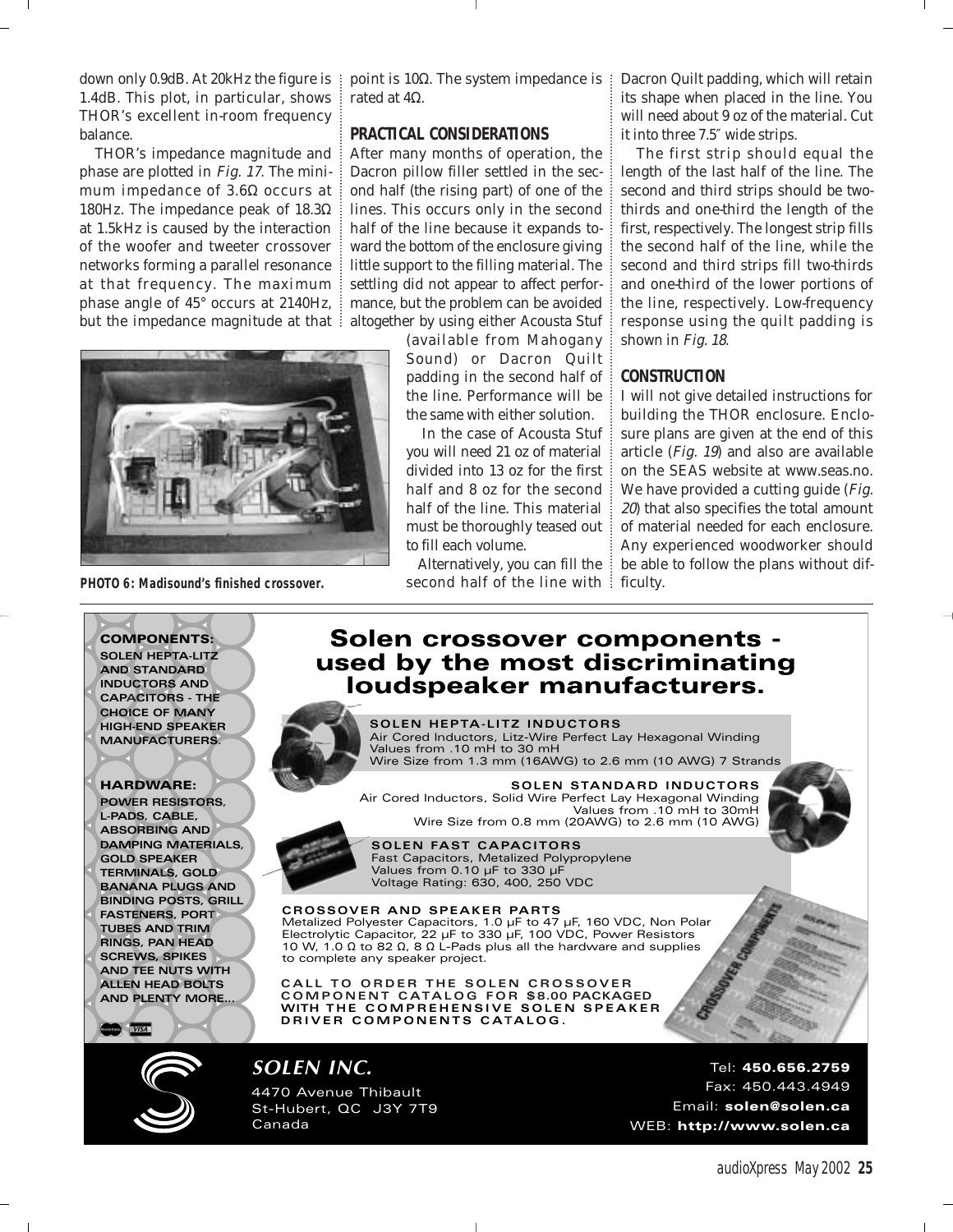down only 0.9dB. At 20kHz the figure is 1.4dB. This plot, in particular, shows THOR's excellent in-room frequency balance.

THOR's impedance magnitude and phase are plotted in *Fig. 17*. The minimum impedance of 3.6Ω occurs at 180Hz. The impedance peak of 18.3Ω at 1.5kHz is caused by the interaction of the woofer and tweeter crossover networks forming a parallel resonance at that frequency. The maximum phase angle of 45° occurs at 2140Hz, but the impedance magnitude at that point is 10Ω. The system impedance is rated at 4Ω.

**PHOTO 6: Madisound's finished crossover.**

## PRACTICAL CONSIDERATIONS

After many months of operation, the Dacron pillow filler settled in the second half (the rising part) of one of the lines. This occurs only in the second half of the line because it expands toward the bottom of the enclosure giving little support to the filling material. The settling did not appear to affect performance, but the problem can be avoided altogether by using either Acousta Stuf (available from Mahogany Sound) or Dacron Quilt padding in the second half of the line. Performance will be the same with either solution.

In the case of Acousta Stuf you will need 21 oz of material divided into 13 oz for the first half and 8 oz for the second half of the line. This material must be thoroughly teased out to fill each volume.

Alternatively, you can fill the second half of the line with Dacron Quilt padding, which will retain its shape when placed in the line. You will need about 9 oz of the material. Cut it into three 7.5″ wide strips.

The first strip should equal the length of the last half of the line. The second and third strips should be two-thirds and one-third the length of the first, respectively. The longest strip fills the second half of the line, while the second and third strips fill two-thirds and one-third of the lower portions of the line, respectively. Low-frequency response using the quilt padding is shown in *Fig. 18*.

## CONSTRUCTION

I will not give detailed instructions for building the THOR enclosure. Enclosure plans are given at the end of this article (*Fig. 19*) and also are available on the SEAS website at www.seas.no. We have provided a cutting guide (*Fig. 20*) that also specifies the total amount of material needed for each enclosure. Any experienced woodworker should be able to follow the plans without difficulty.

---

**COMPONENTS:** SOLEN HEPTA-LITZ AND STANDARD INDUCTORS AND CAPACITORS - THE CHOICE OF MANY HIGH-END SPEAKER MANUFACTURERS.

**HARDWARE:** POWER RESISTORS, L-PADS, CABLE, ABSORBING AND DAMPING MATERIALS, GOLD SPEAKER TERMINALS, GOLD BANANA PLUGS AND BINDING POSTS, GRILL FASTENERS, PORT TUBES AND TRIM RINGS, PAN HEAD SCREWS, SPIKES AND TEE NUTS WITH ALLEN HEAD BOLTS AND PLENTY MORE...

# Solen crossover components - used by the most discriminating loudspeaker manufacturers.

**SOLEN HEPTA-LITZ INDUCTORS**
Air Cored Inductors, Litz-Wire Perfect Lay Hexagonal Winding
Values from .10 mH to 30 mH
Wire Size from 1.3 mm (16AWG) to 2.6 mm (10 AWG) 7 Strands

**SOLEN STANDARD INDUCTORS**
Air Cored Inductors, Solid Wire Perfect Lay Hexagonal Winding
Values from .10 mH to 30mH
Wire Size from 0.8 mm (20AWG) to 2.6 mm (10 AWG)

**SOLEN FAST CAPACITORS**
Fast Capacitors, Metalized Polypropylene
Values from 0.10 µF to 330 µF
Voltage Rating: 630, 400, 250 VDC

**CROSSOVER AND SPEAKER PARTS**
Metalized Polyester Capacitors, 1.0 µF to 47 µF, 160 VDC, Non Polar Electrolytic Capacitor, 22 µF to 330 µF, 100 VDC, Power Resistors 10 W, 1.0 Ω to 82 Ω, 8 Ω L-Pads plus all the hardware and supplies to complete any speaker project.

**CALL TO ORDER THE SOLEN CROSSOVER COMPONENT CATALOG FOR $8.00 PACKAGED WITH THE COMPREHENSIVE SOLEN SPEAKER DRIVER COMPONENTS CATALOG.**

**SOLEN INC.**
4470 Avenue Thibault
St-Hubert, QC J3Y 7T9
Canada

Tel: **450.656.2759**
Fax: 450.443.4949
Email: **solen@solen.ca**
WEB: **http://www.solen.ca**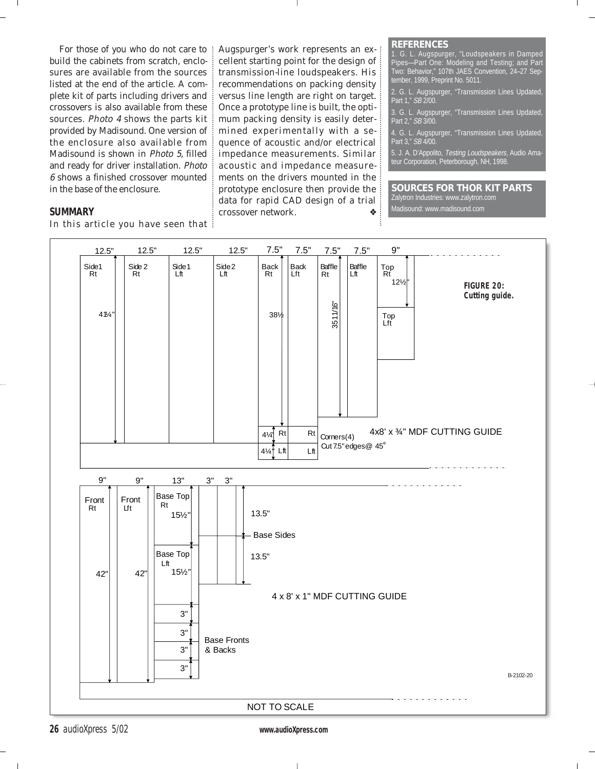For those of you who do not care to build the cabinets from scratch, enclosures are available from the sources listed at the end of the article. A complete kit of parts including drivers and crossovers is also available from these sources. *Photo 4* shows the parts kit provided by Madisound. One version of the enclosure also available from Madisound is shown in *Photo 5*, filled and ready for driver installation. *Photo 6* shows a finished crossover mounted in the base of the enclosure.

## SUMMARY

In this article you have seen that Augspurger's work represents an excellent starting point for the design of transmission-line loudspeakers. His recommendations on packing density versus line length are right on target. Once a prototype line is built, the optimum packing density is easily determined experimentally with a sequence of acoustic and/or electrical impedance measurements. Similar acoustic and impedance measurements on the drivers mounted in the prototype enclosure then provide the data for rapid CAD design of a trial crossover network. ❖

## REFERENCES

1. G. L. Augspurger, "Loudspeakers in Damped Pipes—Part One: Modeling and Testing; and Part Two: Behavior," 107th JAES Convention, 24–27 September, 1999, Preprint No. 5011.
2. G. L. Augspurger, "Transmission Lines Updated, Part 1," *SB* 2/00.
3. G. L. Augspurger, "Transmission Lines Updated, Part 2," *SB* 3/00.
4. G. L. Augspurger, "Transmission Lines Updated, Part 3," *SB* 4/00.
5. J. A. D'Appolito, *Testing Loudspeakers*, Audio Amateur Corporation, Peterborough, NH, 1998.

## SOURCES FOR THOR KIT PARTS

Zalytron Industries: www.zalytron.com

Madisound: www.madisound.com

**4x8' x ¾" MDF CUTTING GUIDE**

| Part | Width | Length |
|---|---|---|
| Side1 Rt | 12.5" | 41¼" |
| Side 2 Rt | 12.5" | 41¼" |
| Side1 Lft | 12.5" | 41¼" |
| Side2 Lft | 12.5" | 41¼" |
| Back Rt | 7.5" | 38½ |
| Back Lft | 7.5" | 38½ |
| Baffle Rt | 7.5" | 35 11/16" |
| Baffle Lft | 7.5" | 35 11/16" |
| Top Rt | 9" | 12½" |
| Top Lft | 9" | 12½" |
| Corners(4) Rt / Lft — Cut 7.5" edges @ 45° | 7.5" | 4¼" |

**4 x 8' x 1" MDF CUTTING GUIDE**

| Part | Width | Length |
|---|---|---|
| Front Rt | 9" | 42" |
| Front Lft | 9" | 42" |
| Base Top Rt | 13" | 15½" |
| Base Top Lft | 13" | 15½" |
| Base Fronts & Backs (4) | 13" | 3" |
| Base Sides (4) | 3" | 13.5" |

NOT TO SCALE

B-2102-20

**FIGURE 20: Cutting guide.**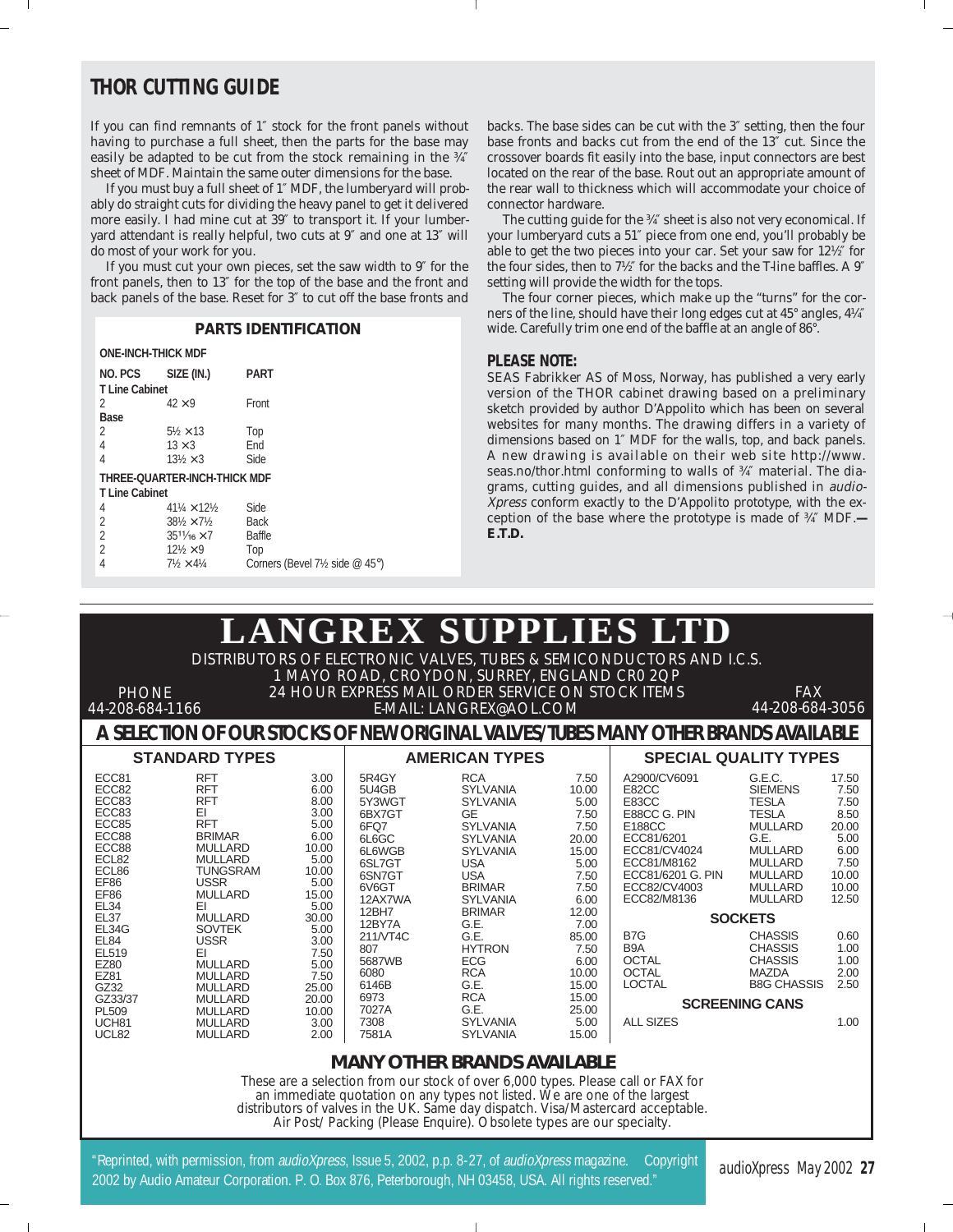## THOR CUTTING GUIDE

If you can find remnants of 1″ stock for the front panels without having to purchase a full sheet, then the parts for the base may easily be adapted to be cut from the stock remaining in the ¾″ sheet of MDF. Maintain the same outer dimensions for the base.

If you must buy a full sheet of 1″ MDF, the lumberyard will probably do straight cuts for dividing the heavy panel to get it delivered more easily. I had mine cut at 39″ to transport it. If your lumberyard attendant is really helpful, two cuts at 9″ and one at 13″ will do most of your work for you.

If you must cut your own pieces, set the saw width to 9″ for the front panels, then to 13″ for the top of the base and the front and back panels of the base. Reset for 3″ to cut off the base fronts and backs. The base sides can be cut with the 3″ setting, then the four base fronts and backs cut from the end of the 13″ cut. Since the crossover boards fit easily into the base, input connectors are best located on the rear of the base. Rout out an appropriate amount of the rear wall to thickness which will accommodate your choice of connector hardware.

The cutting guide for the ¾″ sheet is also not very economical. If your lumberyard cuts a 51″ piece from one end, you'll probably be able to get the two pieces into your car. Set your saw for 12½″ for the four sides, then to 7½″ for the backs and the T-line baffles. A 9″ setting will provide the width for the tops.

The four corner pieces, which make up the "turns" for the corners of the line, should have their long edges cut at 45° angles, 4¼″ wide. Carefully trim one end of the baffle at an angle of 86°.

### PARTS IDENTIFICATION

**ONE-INCH-THICK MDF**

| NO. PCS | SIZE (IN.) | PART |
|---|---|---|
| **T Line Cabinet** | | |
| 2 | 42 × 9 | Front |
| **Base** | | |
| 2 | 5½ × 13 | Top |
| 4 | 13 × 3 | End |
| 4 | 13½ × 3 | Side |

**THREE-QUARTER-INCH-THICK MDF**

| NO. PCS | SIZE (IN.) | PART |
|---|---|---|
| **T Line Cabinet** | | |
| 4 | 41¼ × 12½ | Side |
| 2 | 38½ × 7½ | Back |
| 2 | 35¹¹⁄₁₆ × 7 | Baffle |
| 2 | 12½ × 9 | Top |
| 4 | 7½ × 4¼ | Corners (Bevel 7½ side @ 45°) |

### PLEASE NOTE:

SEAS Fabrikker AS of Moss, Norway, has published a very early version of the THOR cabinet drawing based on a preliminary sketch provided by author D'Appolito which has been on several websites for many months. The drawing differs in a variety of dimensions based on 1″ MDF for the walls, top, and back panels. A new drawing is available on their web site http://www.seas.no/thor.html conforming to walls of ¾″ material. The diagrams, cutting guides, and all dimensions published in *audioXpress* conform exactly to the D'Appolito prototype, with the exception of the base where the prototype is made of ¾″ MDF.—**E.T.D.**

---

# LANGREX SUPPLIES LTD

DISTRIBUTORS OF ELECTRONIC VALVES, TUBES & SEMICONDUCTORS AND I.C.S.
1 MAYO ROAD, CROYDON, SURREY, ENGLAND CR0 2QP
24 HOUR EXPRESS MAIL ORDER SERVICE ON STOCK ITEMS
E-MAIL: LANGREX@AOL.COM

PHONE 44-208-684-1166 — FAX 44-208-684-3056

## A SELECTION OF OUR STOCKS OF NEW ORIGINAL VALVES/TUBES MANY OTHER BRANDS AVAILABLE

### STANDARD TYPES

| | | |
|---|---|---|
| ECC81 | RFT | 3.00 |
| ECC82 | RFT | 6.00 |
| ECC83 | RFT | 8.00 |
| ECC83 | EI | 3.00 |
| ECC85 | RFT | 5.00 |
| ECC88 | BRIMAR | 6.00 |
| ECC88 | MULLARD | 10.00 |
| ECL82 | MULLARD | 5.00 |
| ECL86 | TUNGSRAM | 10.00 |
| EF86 | USSR | 5.00 |
| EF86 | MULLARD | 15.00 |
| EL34 | EI | 5.00 |
| EL37 | MULLARD | 30.00 |
| EL34G | SOVTEK | 5.00 |
| EL84 | USSR | 3.00 |
| EL519 | EI | 7.50 |
| EZ80 | MULLARD | 5.00 |
| EZ81 | MULLARD | 7.50 |
| GZ32 | MULLARD | 25.00 |
| GZ33/37 | MULLARD | 20.00 |
| PL509 | MULLARD | 10.00 |
| UCH81 | MULLARD | 3.00 |
| UCL82 | MULLARD | 2.00 |

### AMERICAN TYPES

| | | |
|---|---|---|
| 5R4GY | RCA | 7.50 |
| 5U4GB | SYLVANIA | 10.00 |
| 5Y3WGT | SYLVANIA | 5.00 |
| 6BX7GT | GE | 7.50 |
| 6FQ7 | SYLVANIA | 7.50 |
| 6L6GC | SYLVANIA | 20.00 |
| 6L6WGB | SYLVANIA | 15.00 |
| 6SL7GT | USA | 5.00 |
| 6SN7GT | USA | 7.50 |
| 6V6GT | BRIMAR | 7.50 |
| 12AX7WA | SYLVANIA | 6.00 |
| 12BH7 | BRIMAR | 12.00 |
| 12BY7A | G.E. | 7.00 |
| 211/VT4C | G.E. | 85.00 |
| 807 | HYTRON | 7.50 |
| 5687WB | ECG | 6.00 |
| 6080 | RCA | 10.00 |
| 6146B | G.E. | 15.00 |
| 6973 | RCA | 15.00 |
| 7027A | G.E. | 25.00 |
| 7308 | SYLVANIA | 5.00 |
| 7581A | SYLVANIA | 15.00 |

### SPECIAL QUALITY TYPES

| | | |
|---|---|---|
| A2900/CV6091 | G.E.C. | 17.50 |
| E82CC | SIEMENS | 7.50 |
| E83CC | TESLA | 7.50 |
| E88CC G. PIN | TESLA | 8.50 |
| E188CC | MULLARD | 20.00 |
| ECC81/6201 | G.E. | 5.00 |
| ECC81/CV4024 | MULLARD | 6.00 |
| ECC81/M8162 | MULLARD | 7.50 |
| ECC81/6201 G. PIN | MULLARD | 10.00 |
| ECC82/CV4003 | MULLARD | 10.00 |
| ECC82/M8136 | MULLARD | 12.50 |

### SOCKETS

| | | |
|---|---|---|
| B7G | CHASSIS | 0.60 |
| B9A | CHASSIS | 1.00 |
| OCTAL | CHASSIS | 1.00 |
| OCTAL | MAZDA | 2.00 |
| LOCTAL | B8G CHASSIS | 2.50 |

### SCREENING CANS

| | |
|---|---|
| ALL SIZES | 1.00 |

### MANY OTHER BRANDS AVAILABLE

These are a selection from our stock of over 6,000 types. Please call or FAX for an immediate quotation on any types not listed. We are one of the largest distributors of valves in the UK. Same day dispatch. Visa/Mastercard acceptable. Air Post/ Packing (Please Enquire). Obsolete types are our specialty.

"Reprinted, with permission, from *audioXpress*, Issue 5, 2002, p.p. 8-27, of *audioXpress* magazine. Copyright 2002 by Audio Amateur Corporation. P. O. Box 876, Peterborough, NH 03458, USA. All rights reserved."